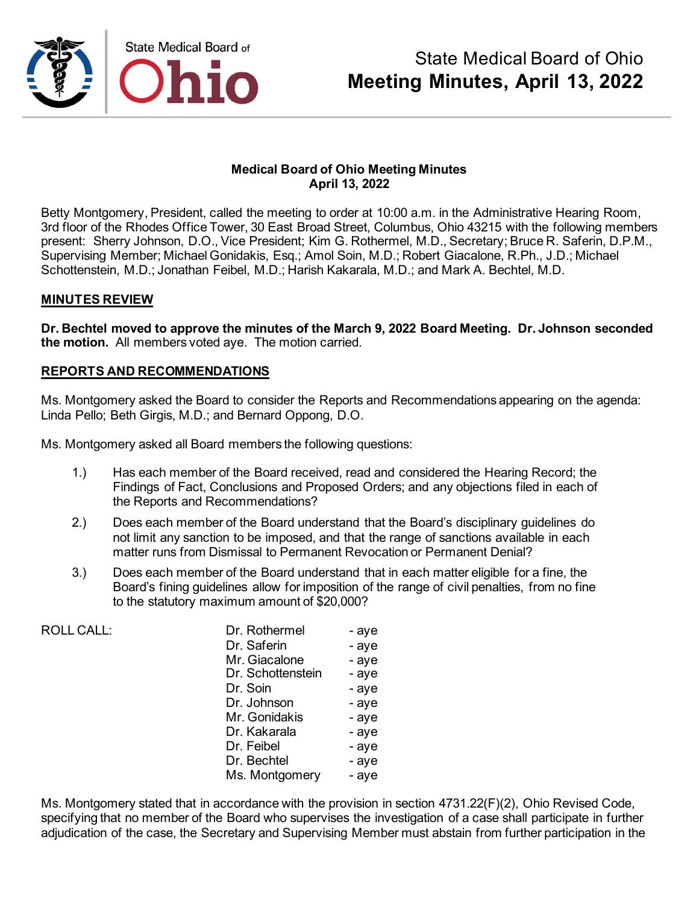# State Medical Board of Ohio
# Meeting Minutes, April 13, 2022

**Medical Board of Ohio Meeting Minutes**
**April 13, 2022**

Betty Montgomery, President, called the meeting to order at 10:00 a.m. in the Administrative Hearing Room, 3rd floor of the Rhodes Office Tower, 30 East Broad Street, Columbus, Ohio 43215 with the following members present: Sherry Johnson, D.O., Vice President; Kim G. Rothermel, M.D., Secretary; Bruce R. Saferin, D.P.M., Supervising Member; Michael Gonidakis, Esq.; Amol Soin, M.D.; Robert Giacalone, R.Ph., J.D.; Michael Schottenstein, M.D.; Jonathan Feibel, M.D.; Harish Kakarala, M.D.; and Mark A. Bechtel, M.D.

## MINUTES REVIEW

**Dr. Bechtel moved to approve the minutes of the March 9, 2022 Board Meeting. Dr. Johnson seconded the motion.** All members voted aye. The motion carried.

## REPORTS AND RECOMMENDATIONS

Ms. Montgomery asked the Board to consider the Reports and Recommendations appearing on the agenda: Linda Pello; Beth Girgis, M.D.; and Bernard Oppong, D.O.

Ms. Montgomery asked all Board members the following questions:

1.) Has each member of the Board received, read and considered the Hearing Record; the Findings of Fact, Conclusions and Proposed Orders; and any objections filed in each of the Reports and Recommendations?

2.) Does each member of the Board understand that the Board's disciplinary guidelines do not limit any sanction to be imposed, and that the range of sanctions available in each matter runs from Dismissal to Permanent Revocation or Permanent Denial?

3.) Does each member of the Board understand that in each matter eligible for a fine, the Board's fining guidelines allow for imposition of the range of civil penalties, from no fine to the statutory maximum amount of $20,000?

| ROLL CALL: | | |
|---|---|---|
| | Dr. Rothermel | - aye |
| | Dr. Saferin | - aye |
| | Mr. Giacalone | - aye |
| | Dr. Schottenstein | - aye |
| | Dr. Soin | - aye |
| | Dr. Johnson | - aye |
| | Mr. Gonidakis | - aye |
| | Dr. Kakarala | - aye |
| | Dr. Feibel | - aye |
| | Dr. Bechtel | - aye |
| | Ms. Montgomery | - aye |

Ms. Montgomery stated that in accordance with the provision in section 4731.22(F)(2), Ohio Revised Code, specifying that no member of the Board who supervises the investigation of a case shall participate in further adjudication of the case, the Secretary and Supervising Member must abstain from further participation in the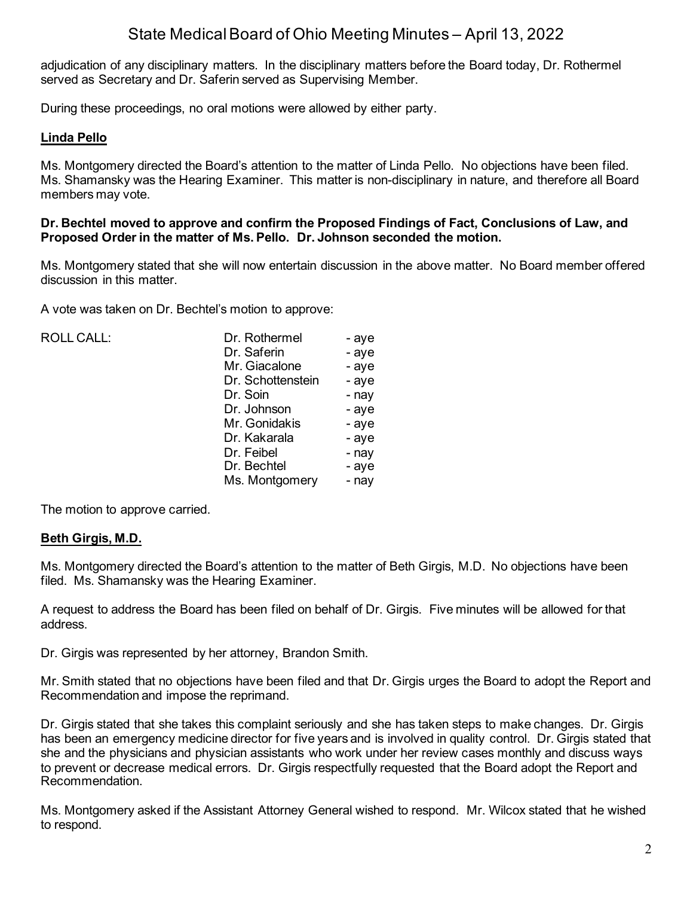adjudication of any disciplinary matters. In the disciplinary matters before the Board today, Dr. Rothermel served as Secretary and Dr. Saferin served as Supervising Member.

During these proceedings, no oral motions were allowed by either party.

**Linda Pello**

Ms. Montgomery directed the Board's attention to the matter of Linda Pello. No objections have been filed. Ms. Shamansky was the Hearing Examiner. This matter is non-disciplinary in nature, and therefore all Board members may vote.

**Dr. Bechtel moved to approve and confirm the Proposed Findings of Fact, Conclusions of Law, and Proposed Order in the matter of Ms. Pello. Dr. Johnson seconded the motion.**

Ms. Montgomery stated that she will now entertain discussion in the above matter. No Board member offered discussion in this matter.

A vote was taken on Dr. Bechtel's motion to approve:

| ROLL CALL: | Dr. Rothermel | - aye |
|---|---|---|
| | Dr. Saferin | - aye |
| | Mr. Giacalone | - aye |
| | Dr. Schottenstein | - aye |
| | Dr. Soin | - nay |
| | Dr. Johnson | - aye |
| | Mr. Gonidakis | - aye |
| | Dr. Kakarala | - aye |
| | Dr. Feibel | - nay |
| | Dr. Bechtel | - aye |
| | Ms. Montgomery | - nay |

The motion to approve carried.

**Beth Girgis, M.D.**

Ms. Montgomery directed the Board's attention to the matter of Beth Girgis, M.D. No objections have been filed. Ms. Shamansky was the Hearing Examiner.

A request to address the Board has been filed on behalf of Dr. Girgis. Five minutes will be allowed for that address.

Dr. Girgis was represented by her attorney, Brandon Smith.

Mr. Smith stated that no objections have been filed and that Dr. Girgis urges the Board to adopt the Report and Recommendation and impose the reprimand.

Dr. Girgis stated that she takes this complaint seriously and she has taken steps to make changes. Dr. Girgis has been an emergency medicine director for five years and is involved in quality control. Dr. Girgis stated that she and the physicians and physician assistants who work under her review cases monthly and discuss ways to prevent or decrease medical errors. Dr. Girgis respectfully requested that the Board adopt the Report and Recommendation.

Ms. Montgomery asked if the Assistant Attorney General wished to respond. Mr. Wilcox stated that he wished to respond.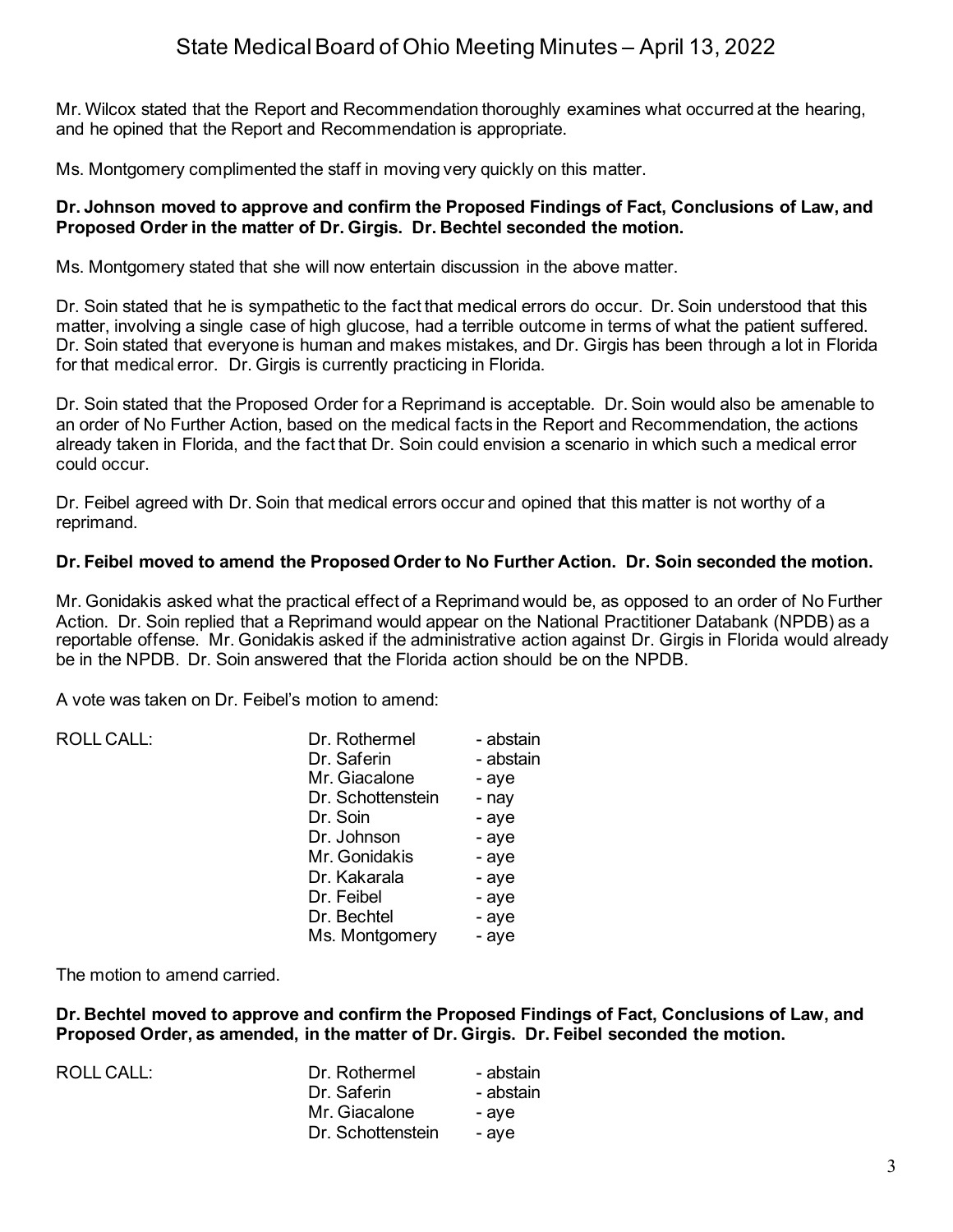Mr. Wilcox stated that the Report and Recommendation thoroughly examines what occurred at the hearing, and he opined that the Report and Recommendation is appropriate.

Ms. Montgomery complimented the staff in moving very quickly on this matter.

**Dr. Johnson moved to approve and confirm the Proposed Findings of Fact, Conclusions of Law, and Proposed Order in the matter of Dr. Girgis. Dr. Bechtel seconded the motion.**

Ms. Montgomery stated that she will now entertain discussion in the above matter.

Dr. Soin stated that he is sympathetic to the fact that medical errors do occur. Dr. Soin understood that this matter, involving a single case of high glucose, had a terrible outcome in terms of what the patient suffered. Dr. Soin stated that everyone is human and makes mistakes, and Dr. Girgis has been through a lot in Florida for that medical error. Dr. Girgis is currently practicing in Florida.

Dr. Soin stated that the Proposed Order for a Reprimand is acceptable. Dr. Soin would also be amenable to an order of No Further Action, based on the medical facts in the Report and Recommendation, the actions already taken in Florida, and the fact that Dr. Soin could envision a scenario in which such a medical error could occur.

Dr. Feibel agreed with Dr. Soin that medical errors occur and opined that this matter is not worthy of a reprimand.

**Dr. Feibel moved to amend the Proposed Order to No Further Action. Dr. Soin seconded the motion.**

Mr. Gonidakis asked what the practical effect of a Reprimand would be, as opposed to an order of No Further Action. Dr. Soin replied that a Reprimand would appear on the National Practitioner Databank (NPDB) as a reportable offense. Mr. Gonidakis asked if the administrative action against Dr. Girgis in Florida would already be in the NPDB. Dr. Soin answered that the Florida action should be on the NPDB.

A vote was taken on Dr. Feibel's motion to amend:

| ROLL CALL: | Dr. Rothermel | - abstain |
|---|---|---|
| | Dr. Saferin | - abstain |
| | Mr. Giacalone | - aye |
| | Dr. Schottenstein | - nay |
| | Dr. Soin | - aye |
| | Dr. Johnson | - aye |
| | Mr. Gonidakis | - aye |
| | Dr. Kakarala | - aye |
| | Dr. Feibel | - aye |
| | Dr. Bechtel | - aye |
| | Ms. Montgomery | - aye |

The motion to amend carried.

**Dr. Bechtel moved to approve and confirm the Proposed Findings of Fact, Conclusions of Law, and Proposed Order, as amended, in the matter of Dr. Girgis. Dr. Feibel seconded the motion.**

| ROLL CALL: | Dr. Rothermel | - abstain |
|---|---|---|
| | Dr. Saferin | - abstain |
| | Mr. Giacalone | - aye |
| | Dr. Schottenstein | - aye |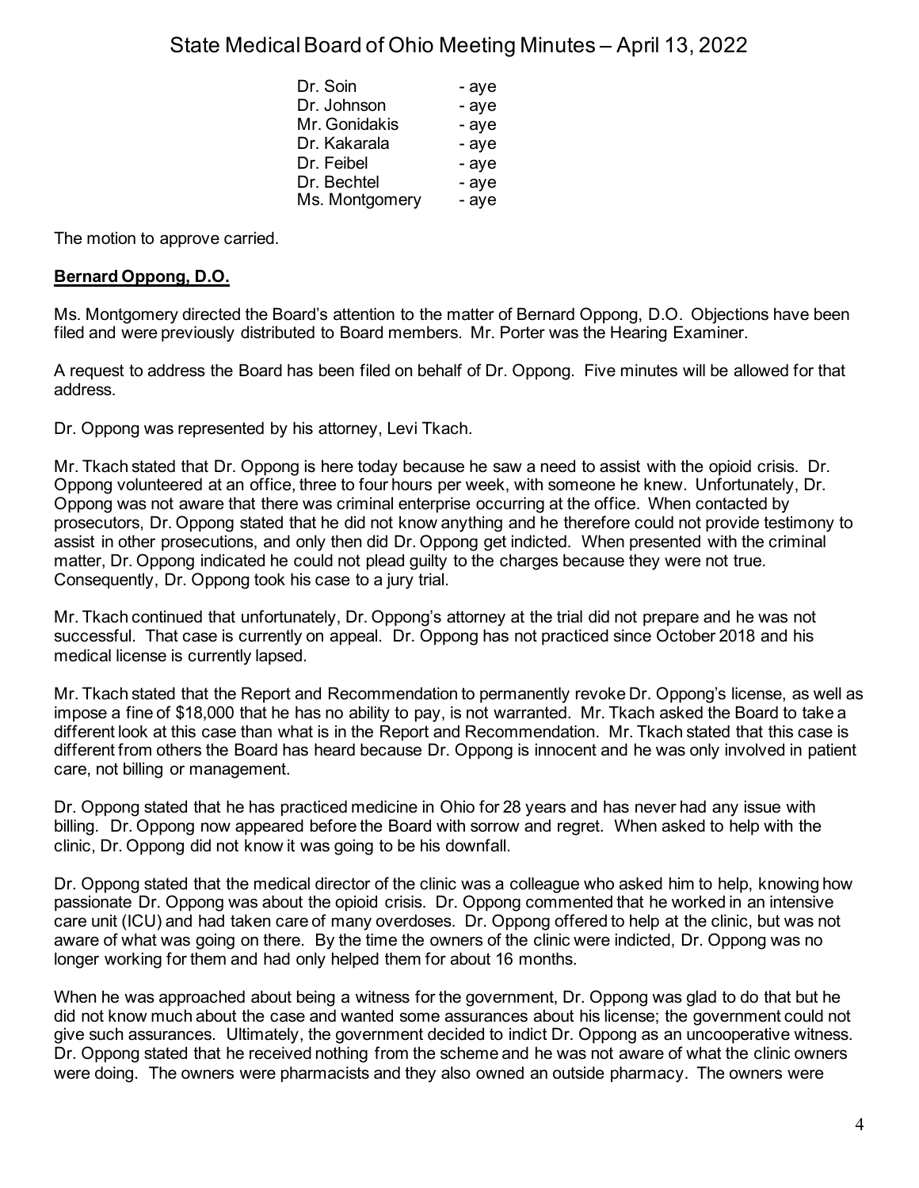| | |
|---|---|
| Dr. Soin | - aye |
| Dr. Johnson | - aye |
| Mr. Gonidakis | - aye |
| Dr. Kakarala | - aye |
| Dr. Feibel | - aye |
| Dr. Bechtel | - aye |
| Ms. Montgomery | - aye |

The motion to approve carried.

**Bernard Oppong, D.O.**

Ms. Montgomery directed the Board's attention to the matter of Bernard Oppong, D.O. Objections have been filed and were previously distributed to Board members. Mr. Porter was the Hearing Examiner.

A request to address the Board has been filed on behalf of Dr. Oppong. Five minutes will be allowed for that address.

Dr. Oppong was represented by his attorney, Levi Tkach.

Mr. Tkach stated that Dr. Oppong is here today because he saw a need to assist with the opioid crisis. Dr. Oppong volunteered at an office, three to four hours per week, with someone he knew. Unfortunately, Dr. Oppong was not aware that there was criminal enterprise occurring at the office. When contacted by prosecutors, Dr. Oppong stated that he did not know anything and he therefore could not provide testimony to assist in other prosecutions, and only then did Dr. Oppong get indicted. When presented with the criminal matter, Dr. Oppong indicated he could not plead guilty to the charges because they were not true. Consequently, Dr. Oppong took his case to a jury trial.

Mr. Tkach continued that unfortunately, Dr. Oppong's attorney at the trial did not prepare and he was not successful. That case is currently on appeal. Dr. Oppong has not practiced since October 2018 and his medical license is currently lapsed.

Mr. Tkach stated that the Report and Recommendation to permanently revoke Dr. Oppong's license, as well as impose a fine of $18,000 that he has no ability to pay, is not warranted. Mr. Tkach asked the Board to take a different look at this case than what is in the Report and Recommendation. Mr. Tkach stated that this case is different from others the Board has heard because Dr. Oppong is innocent and he was only involved in patient care, not billing or management.

Dr. Oppong stated that he has practiced medicine in Ohio for 28 years and has never had any issue with billing. Dr. Oppong now appeared before the Board with sorrow and regret. When asked to help with the clinic, Dr. Oppong did not know it was going to be his downfall.

Dr. Oppong stated that the medical director of the clinic was a colleague who asked him to help, knowing how passionate Dr. Oppong was about the opioid crisis. Dr. Oppong commented that he worked in an intensive care unit (ICU) and had taken care of many overdoses. Dr. Oppong offered to help at the clinic, but was not aware of what was going on there. By the time the owners of the clinic were indicted, Dr. Oppong was no longer working for them and had only helped them for about 16 months.

When he was approached about being a witness for the government, Dr. Oppong was glad to do that but he did not know much about the case and wanted some assurances about his license; the government could not give such assurances. Ultimately, the government decided to indict Dr. Oppong as an uncooperative witness. Dr. Oppong stated that he received nothing from the scheme and he was not aware of what the clinic owners were doing. The owners were pharmacists and they also owned an outside pharmacy. The owners were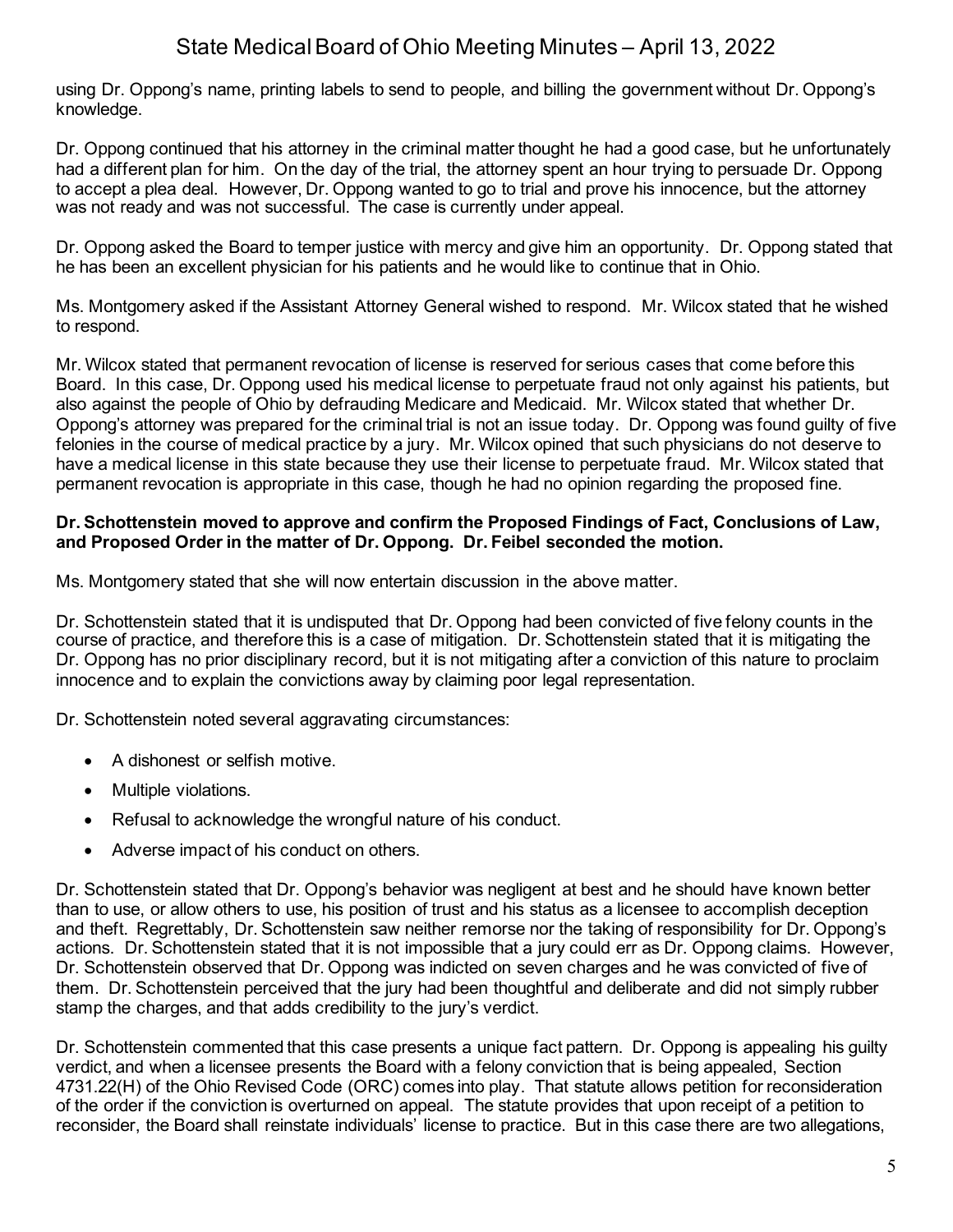using Dr. Oppong's name, printing labels to send to people, and billing the government without Dr. Oppong's knowledge.

Dr. Oppong continued that his attorney in the criminal matter thought he had a good case, but he unfortunately had a different plan for him. On the day of the trial, the attorney spent an hour trying to persuade Dr. Oppong to accept a plea deal. However, Dr. Oppong wanted to go to trial and prove his innocence, but the attorney was not ready and was not successful. The case is currently under appeal.

Dr. Oppong asked the Board to temper justice with mercy and give him an opportunity. Dr. Oppong stated that he has been an excellent physician for his patients and he would like to continue that in Ohio.

Ms. Montgomery asked if the Assistant Attorney General wished to respond. Mr. Wilcox stated that he wished to respond.

Mr. Wilcox stated that permanent revocation of license is reserved for serious cases that come before this Board. In this case, Dr. Oppong used his medical license to perpetuate fraud not only against his patients, but also against the people of Ohio by defrauding Medicare and Medicaid. Mr. Wilcox stated that whether Dr. Oppong's attorney was prepared for the criminal trial is not an issue today. Dr. Oppong was found guilty of five felonies in the course of medical practice by a jury. Mr. Wilcox opined that such physicians do not deserve to have a medical license in this state because they use their license to perpetuate fraud. Mr. Wilcox stated that permanent revocation is appropriate in this case, though he had no opinion regarding the proposed fine.

**Dr. Schottenstein moved to approve and confirm the Proposed Findings of Fact, Conclusions of Law, and Proposed Order in the matter of Dr. Oppong. Dr. Feibel seconded the motion.**

Ms. Montgomery stated that she will now entertain discussion in the above matter.

Dr. Schottenstein stated that it is undisputed that Dr. Oppong had been convicted of five felony counts in the course of practice, and therefore this is a case of mitigation. Dr. Schottenstein stated that it is mitigating the Dr. Oppong has no prior disciplinary record, but it is not mitigating after a conviction of this nature to proclaim innocence and to explain the convictions away by claiming poor legal representation.

Dr. Schottenstein noted several aggravating circumstances:

- A dishonest or selfish motive.
- Multiple violations.
- Refusal to acknowledge the wrongful nature of his conduct.
- Adverse impact of his conduct on others.

Dr. Schottenstein stated that Dr. Oppong's behavior was negligent at best and he should have known better than to use, or allow others to use, his position of trust and his status as a licensee to accomplish deception and theft. Regrettably, Dr. Schottenstein saw neither remorse nor the taking of responsibility for Dr. Oppong's actions. Dr. Schottenstein stated that it is not impossible that a jury could err as Dr. Oppong claims. However, Dr. Schottenstein observed that Dr. Oppong was indicted on seven charges and he was convicted of five of them. Dr. Schottenstein perceived that the jury had been thoughtful and deliberate and did not simply rubber stamp the charges, and that adds credibility to the jury's verdict.

Dr. Schottenstein commented that this case presents a unique fact pattern. Dr. Oppong is appealing his guilty verdict, and when a licensee presents the Board with a felony conviction that is being appealed, Section 4731.22(H) of the Ohio Revised Code (ORC) comes into play. That statute allows petition for reconsideration of the order if the conviction is overturned on appeal. The statute provides that upon receipt of a petition to reconsider, the Board shall reinstate individuals' license to practice. But in this case there are two allegations,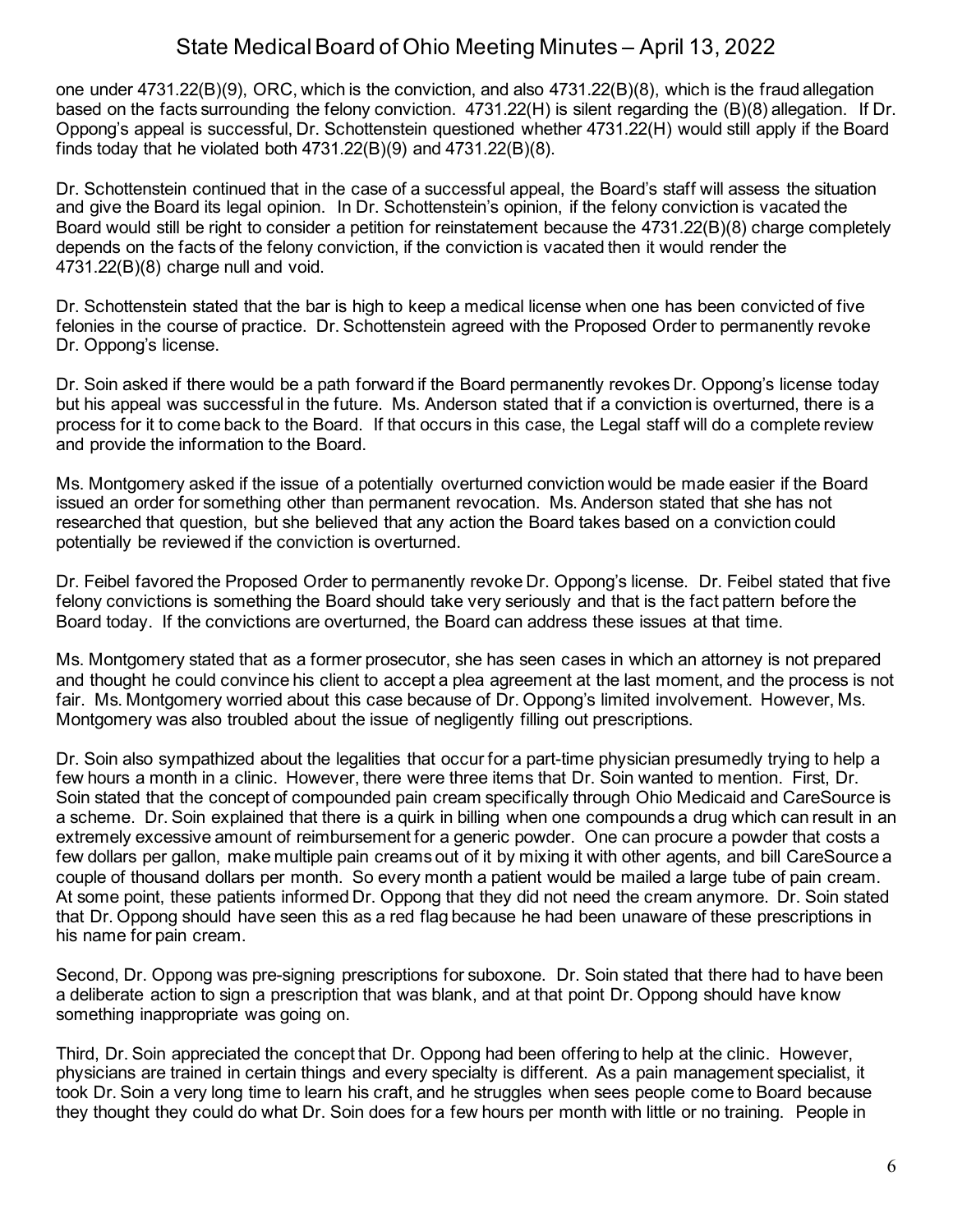one under 4731.22(B)(9), ORC, which is the conviction, and also 4731.22(B)(8), which is the fraud allegation based on the facts surrounding the felony conviction. 4731.22(H) is silent regarding the (B)(8) allegation. If Dr. Oppong's appeal is successful, Dr. Schottenstein questioned whether 4731.22(H) would still apply if the Board finds today that he violated both 4731.22(B)(9) and 4731.22(B)(8).

Dr. Schottenstein continued that in the case of a successful appeal, the Board's staff will assess the situation and give the Board its legal opinion. In Dr. Schottenstein's opinion, if the felony conviction is vacated the Board would still be right to consider a petition for reinstatement because the 4731.22(B)(8) charge completely depends on the facts of the felony conviction, if the conviction is vacated then it would render the 4731.22(B)(8) charge null and void.

Dr. Schottenstein stated that the bar is high to keep a medical license when one has been convicted of five felonies in the course of practice. Dr. Schottenstein agreed with the Proposed Order to permanently revoke Dr. Oppong's license.

Dr. Soin asked if there would be a path forward if the Board permanently revokes Dr. Oppong's license today but his appeal was successful in the future. Ms. Anderson stated that if a conviction is overturned, there is a process for it to come back to the Board. If that occurs in this case, the Legal staff will do a complete review and provide the information to the Board.

Ms. Montgomery asked if the issue of a potentially overturned conviction would be made easier if the Board issued an order for something other than permanent revocation. Ms. Anderson stated that she has not researched that question, but she believed that any action the Board takes based on a conviction could potentially be reviewed if the conviction is overturned.

Dr. Feibel favored the Proposed Order to permanently revoke Dr. Oppong's license. Dr. Feibel stated that five felony convictions is something the Board should take very seriously and that is the fact pattern before the Board today. If the convictions are overturned, the Board can address these issues at that time.

Ms. Montgomery stated that as a former prosecutor, she has seen cases in which an attorney is not prepared and thought he could convince his client to accept a plea agreement at the last moment, and the process is not fair. Ms. Montgomery worried about this case because of Dr. Oppong's limited involvement. However, Ms. Montgomery was also troubled about the issue of negligently filling out prescriptions.

Dr. Soin also sympathized about the legalities that occur for a part-time physician presumedly trying to help a few hours a month in a clinic. However, there were three items that Dr. Soin wanted to mention. First, Dr. Soin stated that the concept of compounded pain cream specifically through Ohio Medicaid and CareSource is a scheme. Dr. Soin explained that there is a quirk in billing when one compounds a drug which can result in an extremely excessive amount of reimbursement for a generic powder. One can procure a powder that costs a few dollars per gallon, make multiple pain creams out of it by mixing it with other agents, and bill CareSource a couple of thousand dollars per month. So every month a patient would be mailed a large tube of pain cream. At some point, these patients informed Dr. Oppong that they did not need the cream anymore. Dr. Soin stated that Dr. Oppong should have seen this as a red flag because he had been unaware of these prescriptions in his name for pain cream.

Second, Dr. Oppong was pre-signing prescriptions for suboxone. Dr. Soin stated that there had to have been a deliberate action to sign a prescription that was blank, and at that point Dr. Oppong should have know something inappropriate was going on.

Third, Dr. Soin appreciated the concept that Dr. Oppong had been offering to help at the clinic. However, physicians are trained in certain things and every specialty is different. As a pain management specialist, it took Dr. Soin a very long time to learn his craft, and he struggles when sees people come to Board because they thought they could do what Dr. Soin does for a few hours per month with little or no training. People in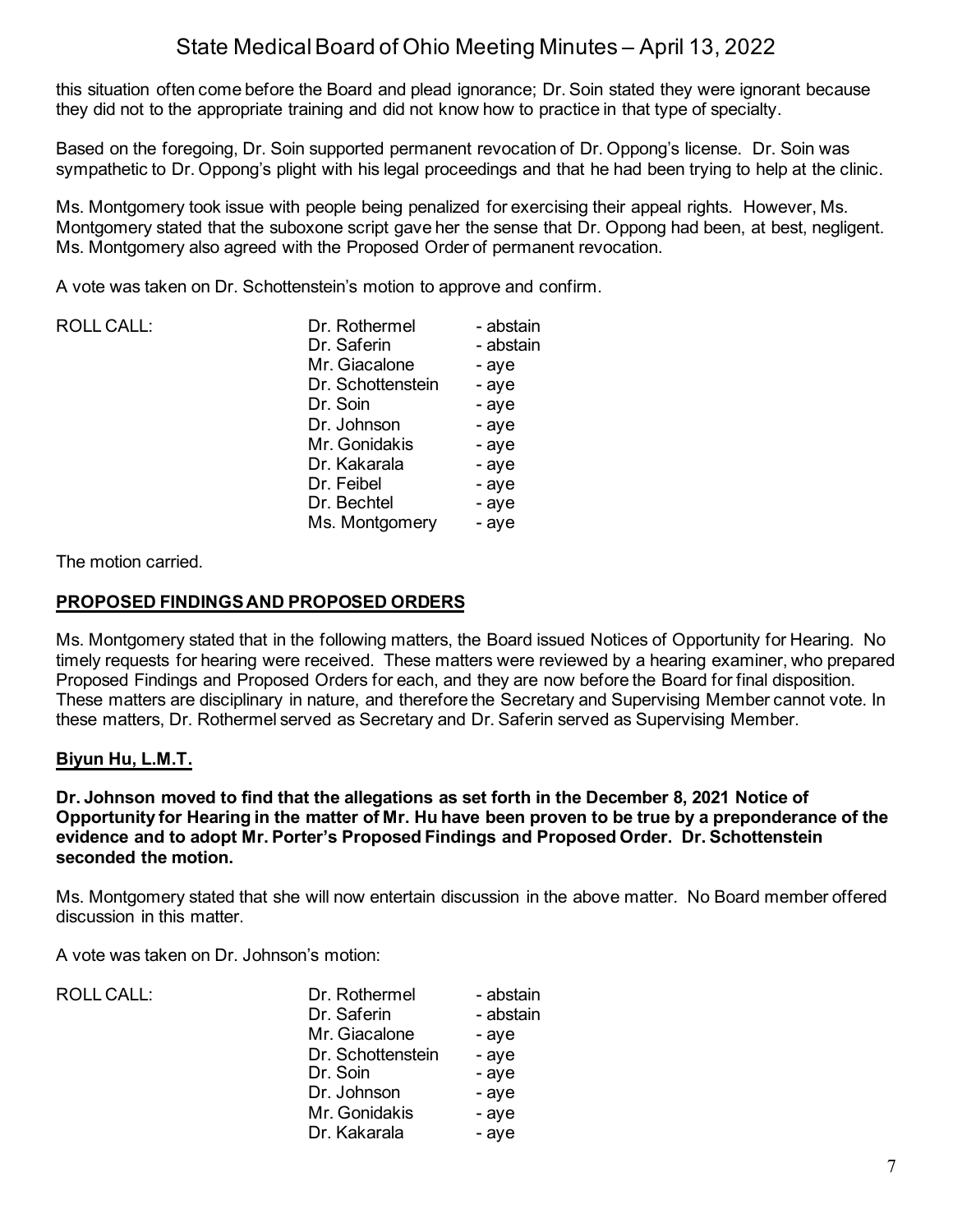this situation often come before the Board and plead ignorance; Dr. Soin stated they were ignorant because they did not to the appropriate training and did not know how to practice in that type of specialty.

Based on the foregoing, Dr. Soin supported permanent revocation of Dr. Oppong's license. Dr. Soin was sympathetic to Dr. Oppong's plight with his legal proceedings and that he had been trying to help at the clinic.

Ms. Montgomery took issue with people being penalized for exercising their appeal rights. However, Ms. Montgomery stated that the suboxone script gave her the sense that Dr. Oppong had been, at best, negligent. Ms. Montgomery also agreed with the Proposed Order of permanent revocation.

A vote was taken on Dr. Schottenstein's motion to approve and confirm.

| ROLL CALL: | Dr. Rothermel | - abstain |
|---|---|---|
| | Dr. Saferin | - abstain |
| | Mr. Giacalone | - aye |
| | Dr. Schottenstein | - aye |
| | Dr. Soin | - aye |
| | Dr. Johnson | - aye |
| | Mr. Gonidakis | - aye |
| | Dr. Kakarala | - aye |
| | Dr. Feibel | - aye |
| | Dr. Bechtel | - aye |
| | Ms. Montgomery | - aye |

The motion carried.

## PROPOSED FINDINGS AND PROPOSED ORDERS

Ms. Montgomery stated that in the following matters, the Board issued Notices of Opportunity for Hearing. No timely requests for hearing were received. These matters were reviewed by a hearing examiner, who prepared Proposed Findings and Proposed Orders for each, and they are now before the Board for final disposition. These matters are disciplinary in nature, and therefore the Secretary and Supervising Member cannot vote. In these matters, Dr. Rothermel served as Secretary and Dr. Saferin served as Supervising Member.

### Biyun Hu, L.M.T.

**Dr. Johnson moved to find that the allegations as set forth in the December 8, 2021 Notice of Opportunity for Hearing in the matter of Mr. Hu have been proven to be true by a preponderance of the evidence and to adopt Mr. Porter's Proposed Findings and Proposed Order. Dr. Schottenstein seconded the motion.**

Ms. Montgomery stated that she will now entertain discussion in the above matter. No Board member offered discussion in this matter.

A vote was taken on Dr. Johnson's motion:

| ROLL CALL: | Dr. Rothermel | - abstain |
|---|---|---|
| | Dr. Saferin | - abstain |
| | Mr. Giacalone | - aye |
| | Dr. Schottenstein | - aye |
| | Dr. Soin | - aye |
| | Dr. Johnson | - aye |
| | Mr. Gonidakis | - aye |
| | Dr. Kakarala | - aye |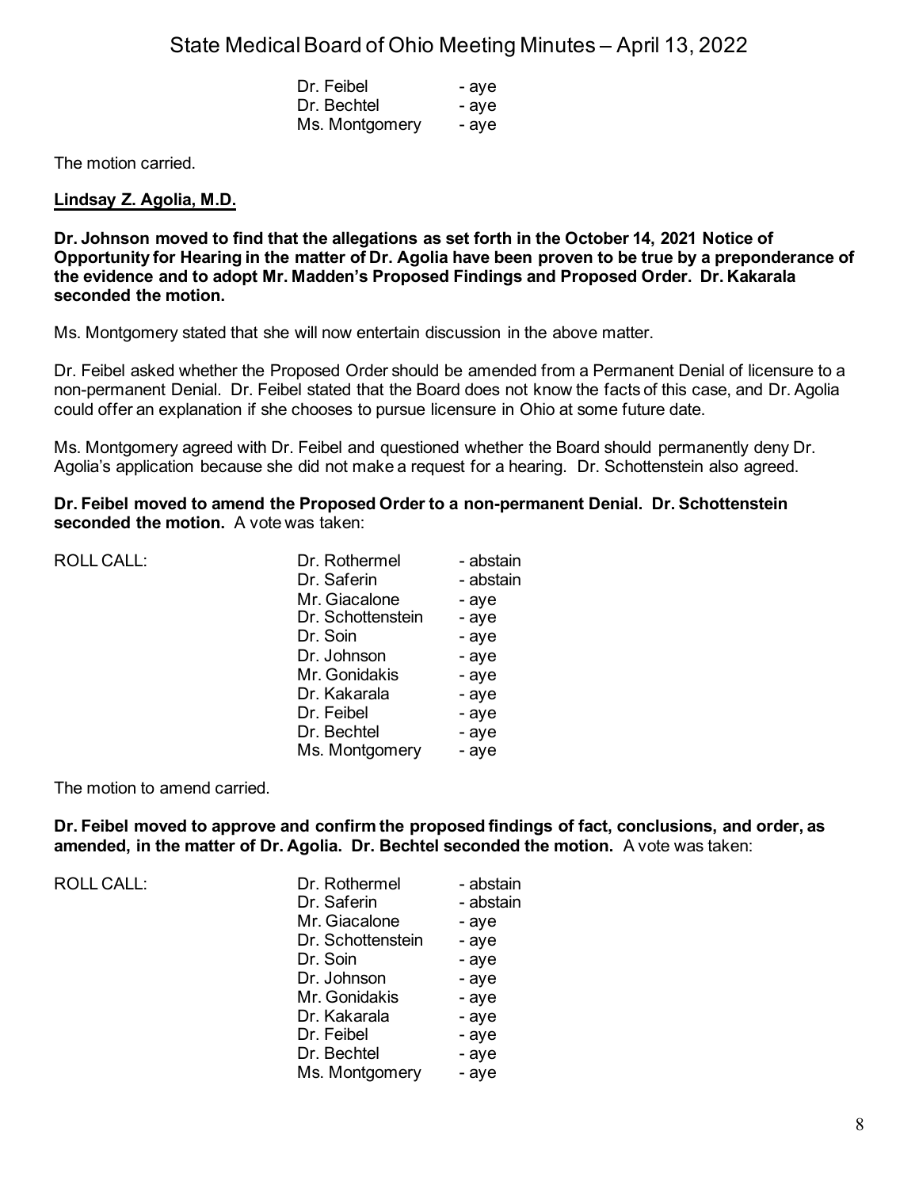| | |
|---|---|
| Dr. Feibel | - aye |
| Dr. Bechtel | - aye |
| Ms. Montgomery | - aye |

The motion carried.

**Lindsay Z. Agolia, M.D.**

**Dr. Johnson moved to find that the allegations as set forth in the October 14, 2021 Notice of Opportunity for Hearing in the matter of Dr. Agolia have been proven to be true by a preponderance of the evidence and to adopt Mr. Madden's Proposed Findings and Proposed Order. Dr. Kakarala seconded the motion.**

Ms. Montgomery stated that she will now entertain discussion in the above matter.

Dr. Feibel asked whether the Proposed Order should be amended from a Permanent Denial of licensure to a non-permanent Denial. Dr. Feibel stated that the Board does not know the facts of this case, and Dr. Agolia could offer an explanation if she chooses to pursue licensure in Ohio at some future date.

Ms. Montgomery agreed with Dr. Feibel and questioned whether the Board should permanently deny Dr. Agolia's application because she did not make a request for a hearing. Dr. Schottenstein also agreed.

**Dr. Feibel moved to amend the Proposed Order to a non-permanent Denial. Dr. Schottenstein seconded the motion.** A vote was taken:

| ROLL CALL: | | |
|---|---|---|
| | Dr. Rothermel | - abstain |
| | Dr. Saferin | - abstain |
| | Mr. Giacalone | - aye |
| | Dr. Schottenstein | - aye |
| | Dr. Soin | - aye |
| | Dr. Johnson | - aye |
| | Mr. Gonidakis | - aye |
| | Dr. Kakarala | - aye |
| | Dr. Feibel | - aye |
| | Dr. Bechtel | - aye |
| | Ms. Montgomery | - aye |

The motion to amend carried.

**Dr. Feibel moved to approve and confirm the proposed findings of fact, conclusions, and order, as amended, in the matter of Dr. Agolia. Dr. Bechtel seconded the motion.** A vote was taken:

| ROLL CALL: | | |
|---|---|---|
| | Dr. Rothermel | - abstain |
| | Dr. Saferin | - abstain |
| | Mr. Giacalone | - aye |
| | Dr. Schottenstein | - aye |
| | Dr. Soin | - aye |
| | Dr. Johnson | - aye |
| | Mr. Gonidakis | - aye |
| | Dr. Kakarala | - aye |
| | Dr. Feibel | - aye |
| | Dr. Bechtel | - aye |
| | Ms. Montgomery | - aye |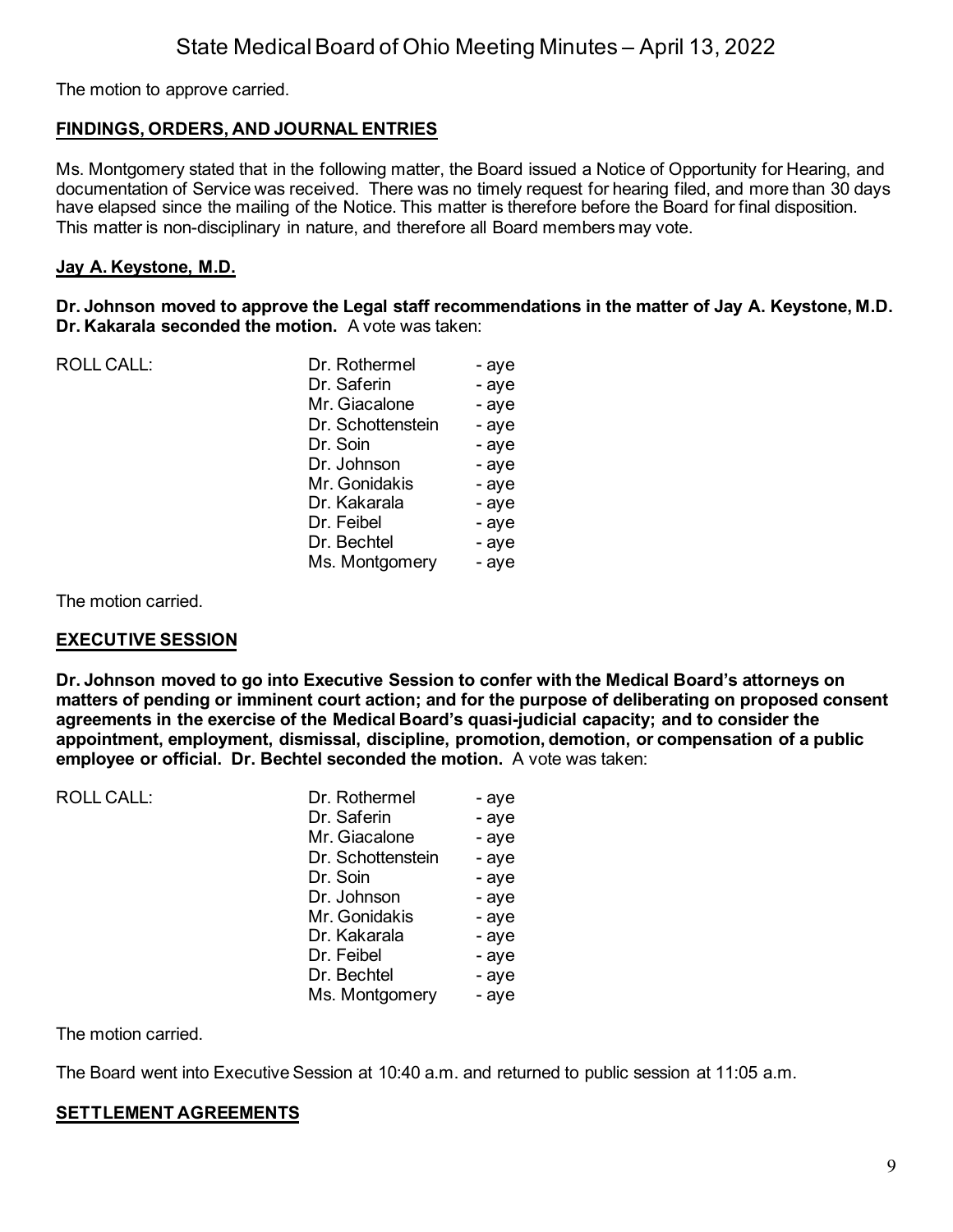The motion to approve carried.

## FINDINGS, ORDERS, AND JOURNAL ENTRIES

Ms. Montgomery stated that in the following matter, the Board issued a Notice of Opportunity for Hearing, and documentation of Service was received. There was no timely request for hearing filed, and more than 30 days have elapsed since the mailing of the Notice. This matter is therefore before the Board for final disposition. This matter is non-disciplinary in nature, and therefore all Board members may vote.

### Jay A. Keystone, M.D.

**Dr. Johnson moved to approve the Legal staff recommendations in the matter of Jay A. Keystone, M.D. Dr. Kakarala seconded the motion.** A vote was taken:

| ROLL CALL: | | |
|---|---|---|
| | Dr. Rothermel | - aye |
| | Dr. Saferin | - aye |
| | Mr. Giacalone | - aye |
| | Dr. Schottenstein | - aye |
| | Dr. Soin | - aye |
| | Dr. Johnson | - aye |
| | Mr. Gonidakis | - aye |
| | Dr. Kakarala | - aye |
| | Dr. Feibel | - aye |
| | Dr. Bechtel | - aye |
| | Ms. Montgomery | - aye |

The motion carried.

## EXECUTIVE SESSION

**Dr. Johnson moved to go into Executive Session to confer with the Medical Board's attorneys on matters of pending or imminent court action; and for the purpose of deliberating on proposed consent agreements in the exercise of the Medical Board's quasi-judicial capacity; and to consider the appointment, employment, dismissal, discipline, promotion, demotion, or compensation of a public employee or official. Dr. Bechtel seconded the motion.** A vote was taken:

| ROLL CALL: | | |
|---|---|---|
| | Dr. Rothermel | - aye |
| | Dr. Saferin | - aye |
| | Mr. Giacalone | - aye |
| | Dr. Schottenstein | - aye |
| | Dr. Soin | - aye |
| | Dr. Johnson | - aye |
| | Mr. Gonidakis | - aye |
| | Dr. Kakarala | - aye |
| | Dr. Feibel | - aye |
| | Dr. Bechtel | - aye |
| | Ms. Montgomery | - aye |

The motion carried.

The Board went into Executive Session at 10:40 a.m. and returned to public session at 11:05 a.m.

## SETTLEMENT AGREEMENTS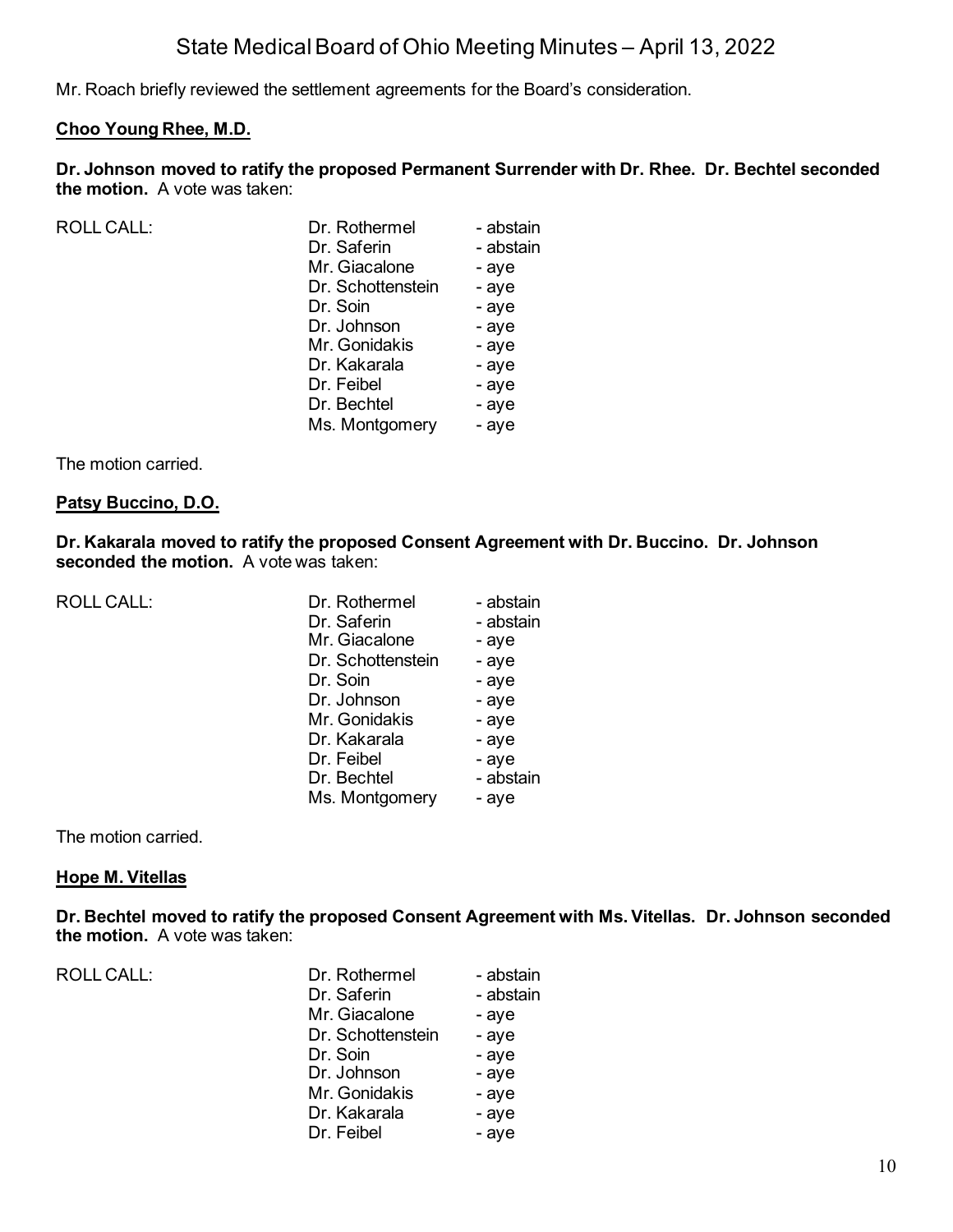Mr. Roach briefly reviewed the settlement agreements for the Board's consideration.

**Choo Young Rhee, M.D.**

**Dr. Johnson moved to ratify the proposed Permanent Surrender with Dr. Rhee. Dr. Bechtel seconded the motion.** A vote was taken:

| ROLL CALL: | | |
|---|---|---|
| | Dr. Rothermel | - abstain |
| | Dr. Saferin | - abstain |
| | Mr. Giacalone | - aye |
| | Dr. Schottenstein | - aye |
| | Dr. Soin | - aye |
| | Dr. Johnson | - aye |
| | Mr. Gonidakis | - aye |
| | Dr. Kakarala | - aye |
| | Dr. Feibel | - aye |
| | Dr. Bechtel | - aye |
| | Ms. Montgomery | - aye |

The motion carried.

**Patsy Buccino, D.O.**

**Dr. Kakarala moved to ratify the proposed Consent Agreement with Dr. Buccino. Dr. Johnson seconded the motion.** A vote was taken:

| ROLL CALL: | | |
|---|---|---|
| | Dr. Rothermel | - abstain |
| | Dr. Saferin | - abstain |
| | Mr. Giacalone | - aye |
| | Dr. Schottenstein | - aye |
| | Dr. Soin | - aye |
| | Dr. Johnson | - aye |
| | Mr. Gonidakis | - aye |
| | Dr. Kakarala | - aye |
| | Dr. Feibel | - aye |
| | Dr. Bechtel | - abstain |
| | Ms. Montgomery | - aye |

The motion carried.

**Hope M. Vitellas**

**Dr. Bechtel moved to ratify the proposed Consent Agreement with Ms. Vitellas. Dr. Johnson seconded the motion.** A vote was taken:

| ROLL CALL: | | |
|---|---|---|
| | Dr. Rothermel | - abstain |
| | Dr. Saferin | - abstain |
| | Mr. Giacalone | - aye |
| | Dr. Schottenstein | - aye |
| | Dr. Soin | - aye |
| | Dr. Johnson | - aye |
| | Mr. Gonidakis | - aye |
| | Dr. Kakarala | - aye |
| | Dr. Feibel | - aye |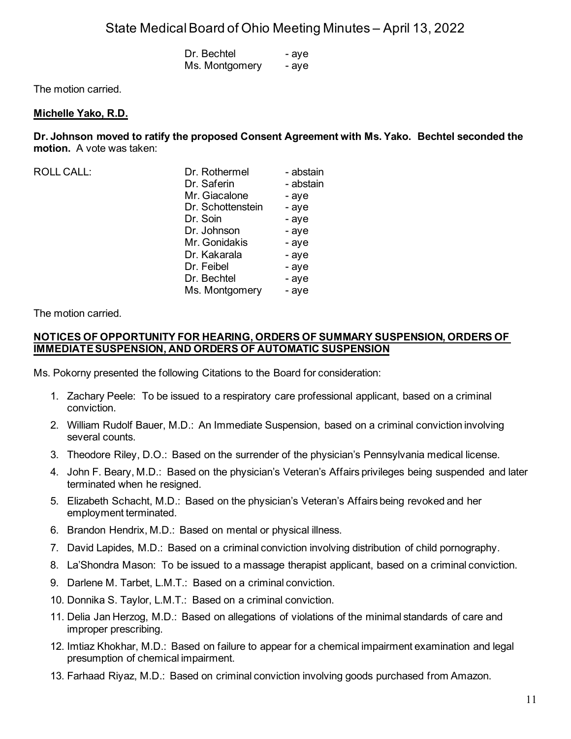| | | |
|---|---|---|
| | Dr. Bechtel | - aye |
| | Ms. Montgomery | - aye |

The motion carried.

**Michelle Yako, R.D.**

**Dr. Johnson moved to ratify the proposed Consent Agreement with Ms. Yako. Bechtel seconded the motion.** A vote was taken:

| ROLL CALL: | | |
|---|---|---|
| | Dr. Rothermel | - abstain |
| | Dr. Saferin | - abstain |
| | Mr. Giacalone | - aye |
| | Dr. Schottenstein | - aye |
| | Dr. Soin | - aye |
| | Dr. Johnson | - aye |
| | Mr. Gonidakis | - aye |
| | Dr. Kakarala | - aye |
| | Dr. Feibel | - aye |
| | Dr. Bechtel | - aye |
| | Ms. Montgomery | - aye |

The motion carried.

**NOTICES OF OPPORTUNITY FOR HEARING, ORDERS OF SUMMARY SUSPENSION, ORDERS OF IMMEDIATE SUSPENSION, AND ORDERS OF AUTOMATIC SUSPENSION**

Ms. Pokorny presented the following Citations to the Board for consideration:

1. Zachary Peele: To be issued to a respiratory care professional applicant, based on a criminal conviction.
2. William Rudolf Bauer, M.D.: An Immediate Suspension, based on a criminal conviction involving several counts.
3. Theodore Riley, D.O.: Based on the surrender of the physician's Pennsylvania medical license.
4. John F. Beary, M.D.: Based on the physician's Veteran's Affairs privileges being suspended and later terminated when he resigned.
5. Elizabeth Schacht, M.D.: Based on the physician's Veteran's Affairs being revoked and her employment terminated.
6. Brandon Hendrix, M.D.: Based on mental or physical illness.
7. David Lapides, M.D.: Based on a criminal conviction involving distribution of child pornography.
8. La'Shondra Mason: To be issued to a massage therapist applicant, based on a criminal conviction.
9. Darlene M. Tarbet, L.M.T.: Based on a criminal conviction.
10. Donnika S. Taylor, L.M.T.: Based on a criminal conviction.
11. Delia Jan Herzog, M.D.: Based on allegations of violations of the minimal standards of care and improper prescribing.
12. Imtiaz Khokhar, M.D.: Based on failure to appear for a chemical impairment examination and legal presumption of chemical impairment.
13. Farhaad Riyaz, M.D.: Based on criminal conviction involving goods purchased from Amazon.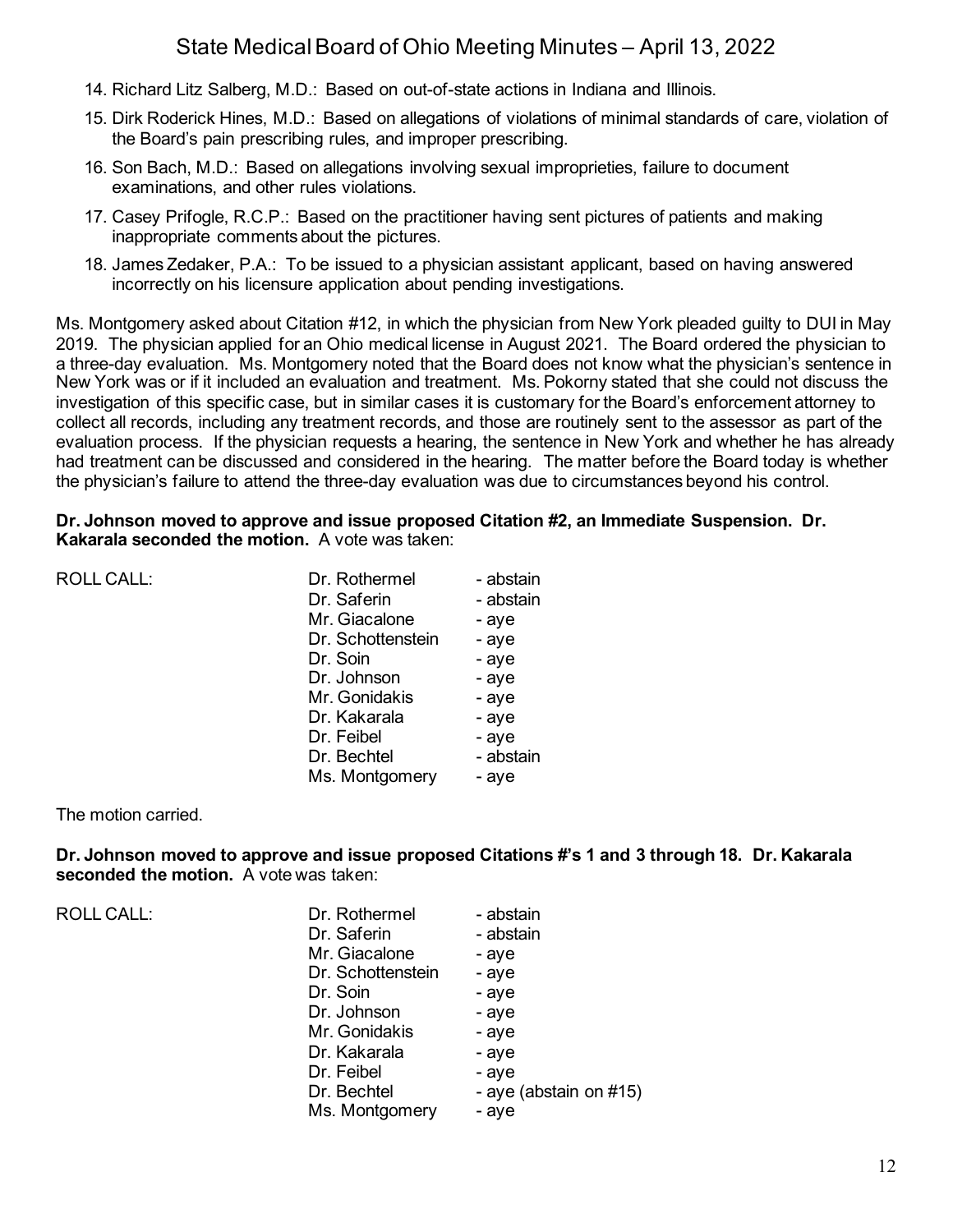14. Richard Litz Salberg, M.D.: Based on out-of-state actions in Indiana and Illinois.
15. Dirk Roderick Hines, M.D.: Based on allegations of violations of minimal standards of care, violation of the Board's pain prescribing rules, and improper prescribing.
16. Son Bach, M.D.: Based on allegations involving sexual improprieties, failure to document examinations, and other rules violations.
17. Casey Prifogle, R.C.P.: Based on the practitioner having sent pictures of patients and making inappropriate comments about the pictures.
18. James Zedaker, P.A.: To be issued to a physician assistant applicant, based on having answered incorrectly on his licensure application about pending investigations.

Ms. Montgomery asked about Citation #12, in which the physician from New York pleaded guilty to DUI in May 2019. The physician applied for an Ohio medical license in August 2021. The Board ordered the physician to a three-day evaluation. Ms. Montgomery noted that the Board does not know what the physician's sentence in New York was or if it included an evaluation and treatment. Ms. Pokorny stated that she could not discuss the investigation of this specific case, but in similar cases it is customary for the Board's enforcement attorney to collect all records, including any treatment records, and those are routinely sent to the assessor as part of the evaluation process. If the physician requests a hearing, the sentence in New York and whether he has already had treatment can be discussed and considered in the hearing. The matter before the Board today is whether the physician's failure to attend the three-day evaluation was due to circumstances beyond his control.

**Dr. Johnson moved to approve and issue proposed Citation #2, an Immediate Suspension. Dr. Kakarala seconded the motion.** A vote was taken:

| ROLL CALL: | Dr. Rothermel | - abstain |
|---|---|---|
| | Dr. Saferin | - abstain |
| | Mr. Giacalone | - aye |
| | Dr. Schottenstein | - aye |
| | Dr. Soin | - aye |
| | Dr. Johnson | - aye |
| | Mr. Gonidakis | - aye |
| | Dr. Kakarala | - aye |
| | Dr. Feibel | - aye |
| | Dr. Bechtel | - abstain |
| | Ms. Montgomery | - aye |

The motion carried.

**Dr. Johnson moved to approve and issue proposed Citations #'s 1 and 3 through 18. Dr. Kakarala seconded the motion.** A vote was taken:

| ROLL CALL: | Dr. Rothermel | - abstain |
|---|---|---|
| | Dr. Saferin | - abstain |
| | Mr. Giacalone | - aye |
| | Dr. Schottenstein | - aye |
| | Dr. Soin | - aye |
| | Dr. Johnson | - aye |
| | Mr. Gonidakis | - aye |
| | Dr. Kakarala | - aye |
| | Dr. Feibel | - aye |
| | Dr. Bechtel | - aye (abstain on #15) |
| | Ms. Montgomery | - aye |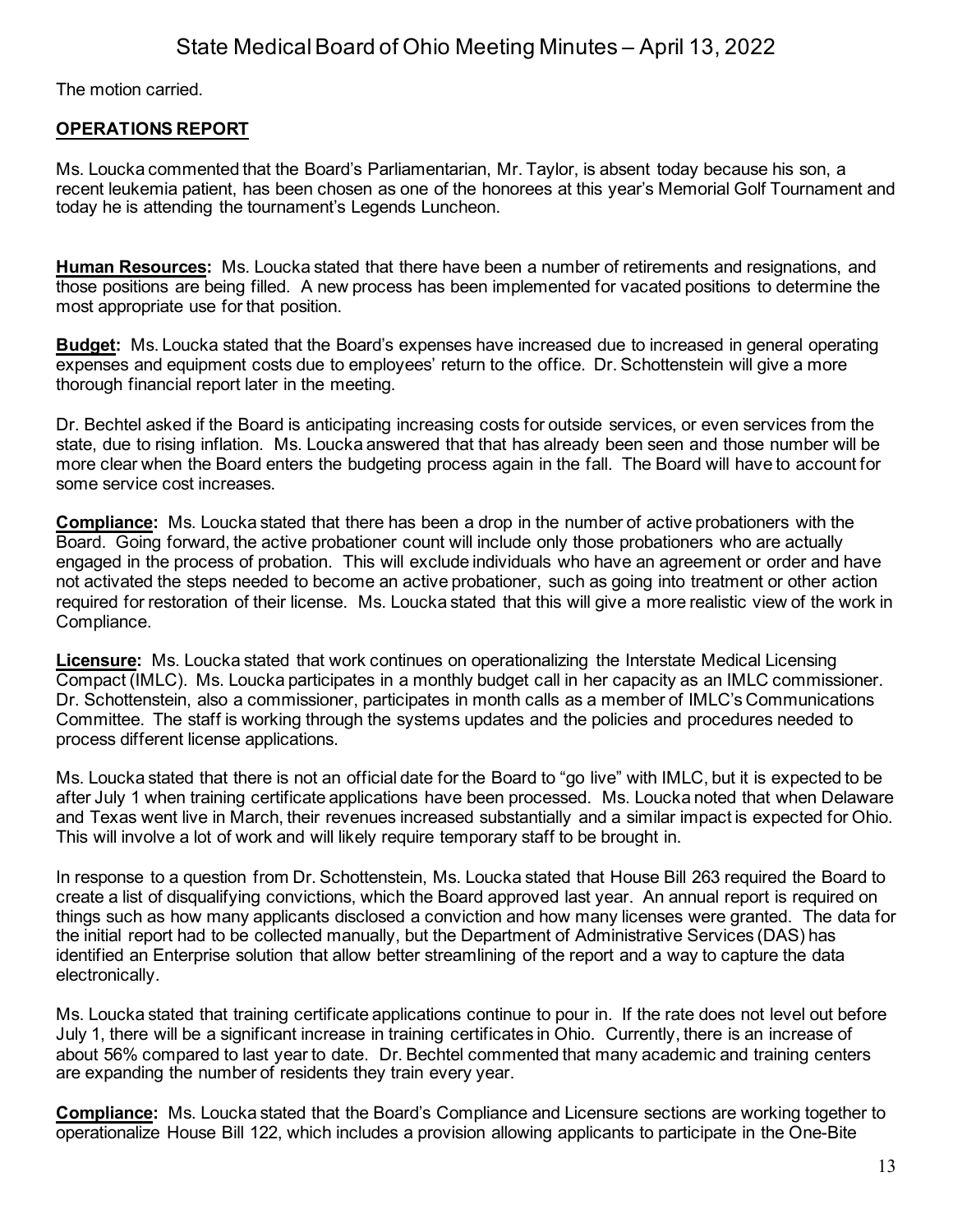The motion carried.

## OPERATIONS REPORT

Ms. Loucka commented that the Board's Parliamentarian, Mr. Taylor, is absent today because his son, a recent leukemia patient, has been chosen as one of the honorees at this year's Memorial Golf Tournament and today he is attending the tournament's Legends Luncheon.

**Human Resources:** Ms. Loucka stated that there have been a number of retirements and resignations, and those positions are being filled. A new process has been implemented for vacated positions to determine the most appropriate use for that position.

**Budget:** Ms. Loucka stated that the Board's expenses have increased due to increased in general operating expenses and equipment costs due to employees' return to the office. Dr. Schottenstein will give a more thorough financial report later in the meeting.

Dr. Bechtel asked if the Board is anticipating increasing costs for outside services, or even services from the state, due to rising inflation. Ms. Loucka answered that that has already been seen and those number will be more clear when the Board enters the budgeting process again in the fall. The Board will have to account for some service cost increases.

**Compliance:** Ms. Loucka stated that there has been a drop in the number of active probationers with the Board. Going forward, the active probationer count will include only those probationers who are actually engaged in the process of probation. This will exclude individuals who have an agreement or order and have not activated the steps needed to become an active probationer, such as going into treatment or other action required for restoration of their license. Ms. Loucka stated that this will give a more realistic view of the work in Compliance.

**Licensure:** Ms. Loucka stated that work continues on operationalizing the Interstate Medical Licensing Compact (IMLC). Ms. Loucka participates in a monthly budget call in her capacity as an IMLC commissioner. Dr. Schottenstein, also a commissioner, participates in month calls as a member of IMLC's Communications Committee. The staff is working through the systems updates and the policies and procedures needed to process different license applications.

Ms. Loucka stated that there is not an official date for the Board to "go live" with IMLC, but it is expected to be after July 1 when training certificate applications have been processed. Ms. Loucka noted that when Delaware and Texas went live in March, their revenues increased substantially and a similar impact is expected for Ohio. This will involve a lot of work and will likely require temporary staff to be brought in.

In response to a question from Dr. Schottenstein, Ms. Loucka stated that House Bill 263 required the Board to create a list of disqualifying convictions, which the Board approved last year. An annual report is required on things such as how many applicants disclosed a conviction and how many licenses were granted. The data for the initial report had to be collected manually, but the Department of Administrative Services (DAS) has identified an Enterprise solution that allow better streamlining of the report and a way to capture the data electronically.

Ms. Loucka stated that training certificate applications continue to pour in. If the rate does not level out before July 1, there will be a significant increase in training certificates in Ohio. Currently, there is an increase of about 56% compared to last year to date. Dr. Bechtel commented that many academic and training centers are expanding the number of residents they train every year.

**Compliance:** Ms. Loucka stated that the Board's Compliance and Licensure sections are working together to operationalize House Bill 122, which includes a provision allowing applicants to participate in the One-Bite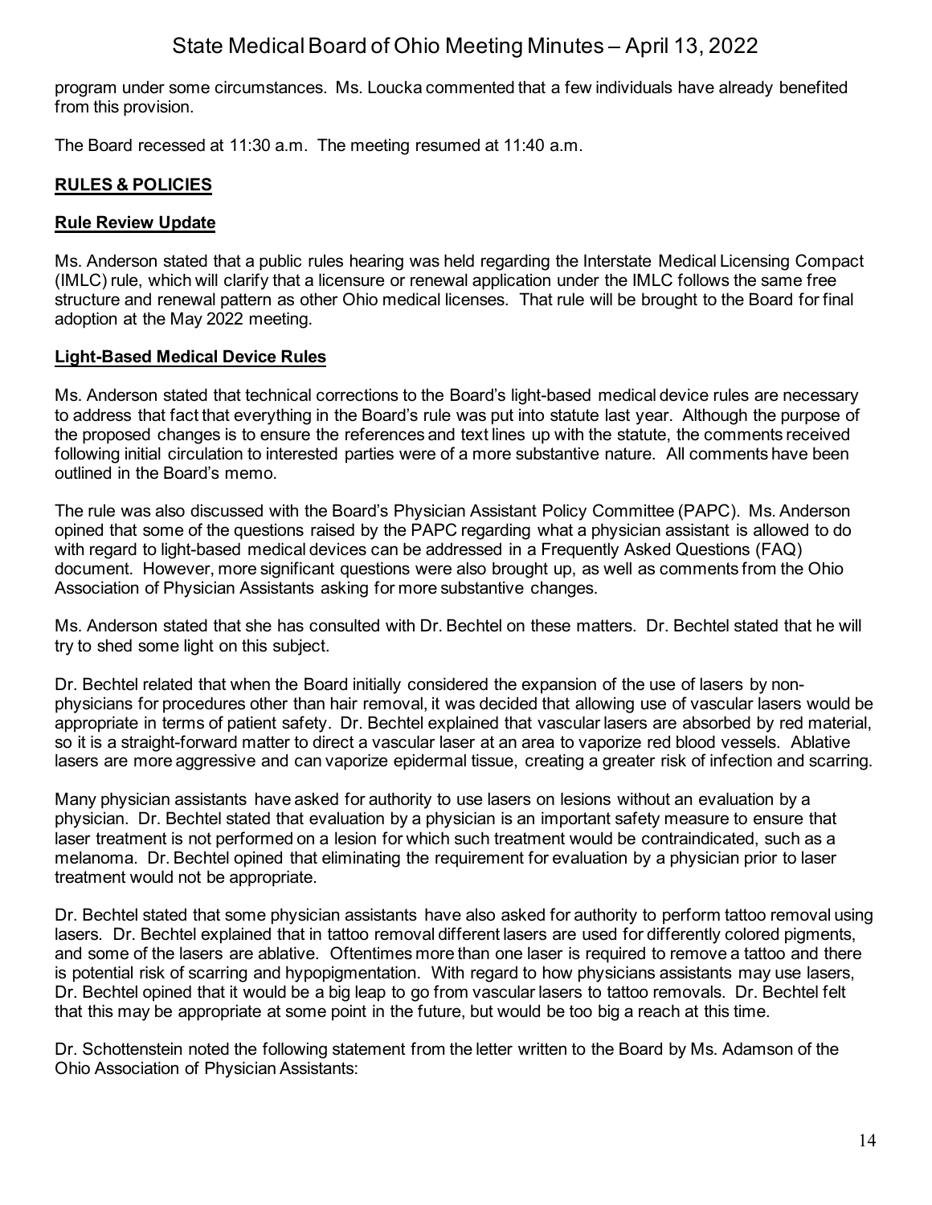program under some circumstances. Ms. Loucka commented that a few individuals have already benefited from this provision.

The Board recessed at 11:30 a.m. The meeting resumed at 11:40 a.m.

## RULES & POLICIES

### Rule Review Update

Ms. Anderson stated that a public rules hearing was held regarding the Interstate Medical Licensing Compact (IMLC) rule, which will clarify that a licensure or renewal application under the IMLC follows the same free structure and renewal pattern as other Ohio medical licenses. That rule will be brought to the Board for final adoption at the May 2022 meeting.

### Light-Based Medical Device Rules

Ms. Anderson stated that technical corrections to the Board's light-based medical device rules are necessary to address that fact that everything in the Board's rule was put into statute last year. Although the purpose of the proposed changes is to ensure the references and text lines up with the statute, the comments received following initial circulation to interested parties were of a more substantive nature. All comments have been outlined in the Board's memo.

The rule was also discussed with the Board's Physician Assistant Policy Committee (PAPC). Ms. Anderson opined that some of the questions raised by the PAPC regarding what a physician assistant is allowed to do with regard to light-based medical devices can be addressed in a Frequently Asked Questions (FAQ) document. However, more significant questions were also brought up, as well as comments from the Ohio Association of Physician Assistants asking for more substantive changes.

Ms. Anderson stated that she has consulted with Dr. Bechtel on these matters. Dr. Bechtel stated that he will try to shed some light on this subject.

Dr. Bechtel related that when the Board initially considered the expansion of the use of lasers by non-physicians for procedures other than hair removal, it was decided that allowing use of vascular lasers would be appropriate in terms of patient safety. Dr. Bechtel explained that vascular lasers are absorbed by red material, so it is a straight-forward matter to direct a vascular laser at an area to vaporize red blood vessels. Ablative lasers are more aggressive and can vaporize epidermal tissue, creating a greater risk of infection and scarring.

Many physician assistants have asked for authority to use lasers on lesions without an evaluation by a physician. Dr. Bechtel stated that evaluation by a physician is an important safety measure to ensure that laser treatment is not performed on a lesion for which such treatment would be contraindicated, such as a melanoma. Dr. Bechtel opined that eliminating the requirement for evaluation by a physician prior to laser treatment would not be appropriate.

Dr. Bechtel stated that some physician assistants have also asked for authority to perform tattoo removal using lasers. Dr. Bechtel explained that in tattoo removal different lasers are used for differently colored pigments, and some of the lasers are ablative. Oftentimes more than one laser is required to remove a tattoo and there is potential risk of scarring and hypopigmentation. With regard to how physicians assistants may use lasers, Dr. Bechtel opined that it would be a big leap to go from vascular lasers to tattoo removals. Dr. Bechtel felt that this may be appropriate at some point in the future, but would be too big a reach at this time.

Dr. Schottenstein noted the following statement from the letter written to the Board by Ms. Adamson of the Ohio Association of Physician Assistants: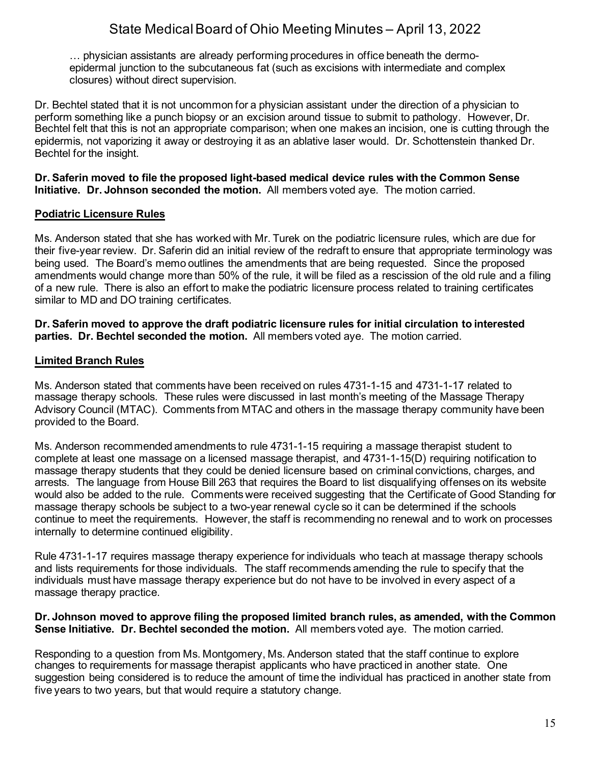> … physician assistants are already performing procedures in office beneath the dermo-epidermal junction to the subcutaneous fat (such as excisions with intermediate and complex closures) without direct supervision.

Dr. Bechtel stated that it is not uncommon for a physician assistant under the direction of a physician to perform something like a punch biopsy or an excision around tissue to submit to pathology. However, Dr. Bechtel felt that this is not an appropriate comparison; when one makes an incision, one is cutting through the epidermis, not vaporizing it away or destroying it as an ablative laser would. Dr. Schottenstein thanked Dr. Bechtel for the insight.

**Dr. Saferin moved to file the proposed light-based medical device rules with the Common Sense Initiative. Dr. Johnson seconded the motion.** All members voted aye. The motion carried.

## Podiatric Licensure Rules

Ms. Anderson stated that she has worked with Mr. Turek on the podiatric licensure rules, which are due for their five-year review. Dr. Saferin did an initial review of the redraft to ensure that appropriate terminology was being used. The Board's memo outlines the amendments that are being requested. Since the proposed amendments would change more than 50% of the rule, it will be filed as a rescission of the old rule and a filing of a new rule. There is also an effort to make the podiatric licensure process related to training certificates similar to MD and DO training certificates.

**Dr. Saferin moved to approve the draft podiatric licensure rules for initial circulation to interested parties. Dr. Bechtel seconded the motion.** All members voted aye. The motion carried.

## Limited Branch Rules

Ms. Anderson stated that comments have been received on rules 4731-1-15 and 4731-1-17 related to massage therapy schools. These rules were discussed in last month's meeting of the Massage Therapy Advisory Council (MTAC). Comments from MTAC and others in the massage therapy community have been provided to the Board.

Ms. Anderson recommended amendments to rule 4731-1-15 requiring a massage therapist student to complete at least one massage on a licensed massage therapist, and 4731-1-15(D) requiring notification to massage therapy students that they could be denied licensure based on criminal convictions, charges, and arrests. The language from House Bill 263 that requires the Board to list disqualifying offenses on its website would also be added to the rule. Comments were received suggesting that the Certificate of Good Standing for massage therapy schools be subject to a two-year renewal cycle so it can be determined if the schools continue to meet the requirements. However, the staff is recommending no renewal and to work on processes internally to determine continued eligibility.

Rule 4731-1-17 requires massage therapy experience for individuals who teach at massage therapy schools and lists requirements for those individuals. The staff recommends amending the rule to specify that the individuals must have massage therapy experience but do not have to be involved in every aspect of a massage therapy practice.

**Dr. Johnson moved to approve filing the proposed limited branch rules, as amended, with the Common Sense Initiative. Dr. Bechtel seconded the motion.** All members voted aye. The motion carried.

Responding to a question from Ms. Montgomery, Ms. Anderson stated that the staff continue to explore changes to requirements for massage therapist applicants who have practiced in another state. One suggestion being considered is to reduce the amount of time the individual has practiced in another state from five years to two years, but that would require a statutory change.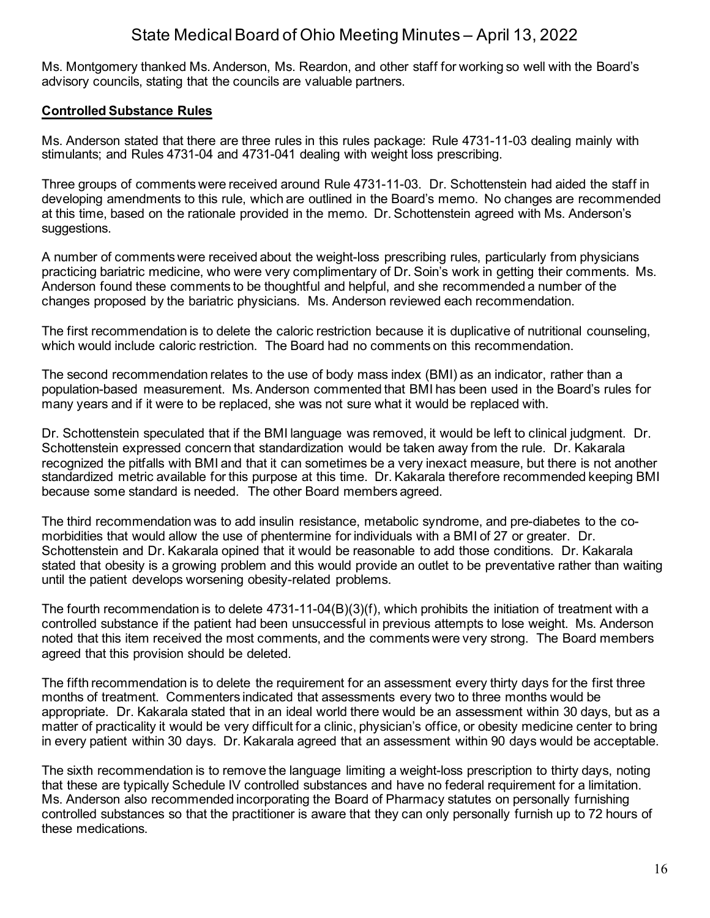Ms. Montgomery thanked Ms. Anderson, Ms. Reardon, and other staff for working so well with the Board's advisory councils, stating that the councils are valuable partners.

**Controlled Substance Rules**

Ms. Anderson stated that there are three rules in this rules package: Rule 4731-11-03 dealing mainly with stimulants; and Rules 4731-04 and 4731-041 dealing with weight loss prescribing.

Three groups of comments were received around Rule 4731-11-03. Dr. Schottenstein had aided the staff in developing amendments to this rule, which are outlined in the Board's memo. No changes are recommended at this time, based on the rationale provided in the memo. Dr. Schottenstein agreed with Ms. Anderson's suggestions.

A number of comments were received about the weight-loss prescribing rules, particularly from physicians practicing bariatric medicine, who were very complimentary of Dr. Soin's work in getting their comments. Ms. Anderson found these comments to be thoughtful and helpful, and she recommended a number of the changes proposed by the bariatric physicians. Ms. Anderson reviewed each recommendation.

The first recommendation is to delete the caloric restriction because it is duplicative of nutritional counseling, which would include caloric restriction. The Board had no comments on this recommendation.

The second recommendation relates to the use of body mass index (BMI) as an indicator, rather than a population-based measurement. Ms. Anderson commented that BMI has been used in the Board's rules for many years and if it were to be replaced, she was not sure what it would be replaced with.

Dr. Schottenstein speculated that if the BMI language was removed, it would be left to clinical judgment. Dr. Schottenstein expressed concern that standardization would be taken away from the rule. Dr. Kakarala recognized the pitfalls with BMI and that it can sometimes be a very inexact measure, but there is not another standardized metric available for this purpose at this time. Dr. Kakarala therefore recommended keeping BMI because some standard is needed. The other Board members agreed.

The third recommendation was to add insulin resistance, metabolic syndrome, and pre-diabetes to the co-morbidities that would allow the use of phentermine for individuals with a BMI of 27 or greater. Dr. Schottenstein and Dr. Kakarala opined that it would be reasonable to add those conditions. Dr. Kakarala stated that obesity is a growing problem and this would provide an outlet to be preventative rather than waiting until the patient develops worsening obesity-related problems.

The fourth recommendation is to delete 4731-11-04(B)(3)(f), which prohibits the initiation of treatment with a controlled substance if the patient had been unsuccessful in previous attempts to lose weight. Ms. Anderson noted that this item received the most comments, and the comments were very strong. The Board members agreed that this provision should be deleted.

The fifth recommendation is to delete the requirement for an assessment every thirty days for the first three months of treatment. Commenters indicated that assessments every two to three months would be appropriate. Dr. Kakarala stated that in an ideal world there would be an assessment within 30 days, but as a matter of practicality it would be very difficult for a clinic, physician's office, or obesity medicine center to bring in every patient within 30 days. Dr. Kakarala agreed that an assessment within 90 days would be acceptable.

The sixth recommendation is to remove the language limiting a weight-loss prescription to thirty days, noting that these are typically Schedule IV controlled substances and have no federal requirement for a limitation. Ms. Anderson also recommended incorporating the Board of Pharmacy statutes on personally furnishing controlled substances so that the practitioner is aware that they can only personally furnish up to 72 hours of these medications.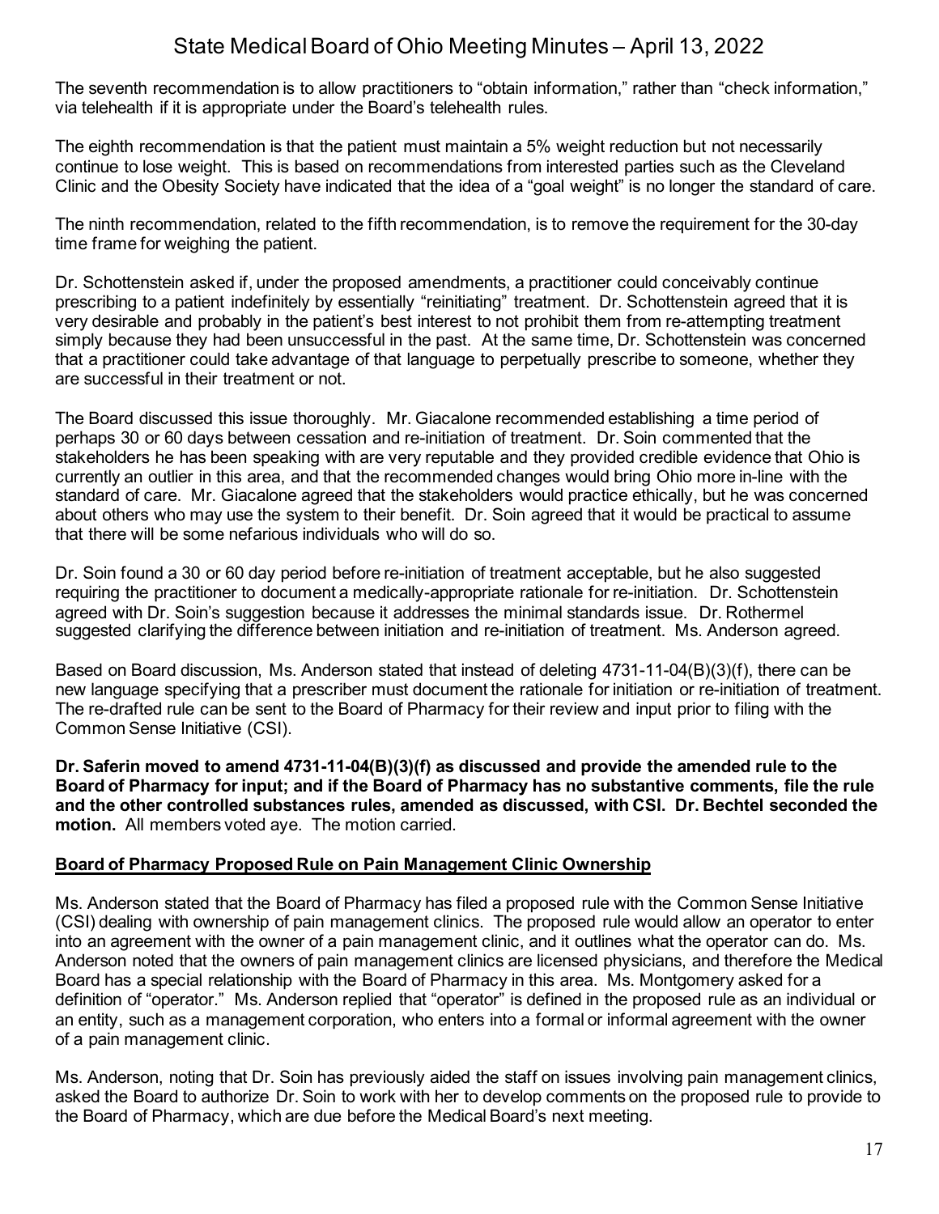The seventh recommendation is to allow practitioners to "obtain information," rather than "check information," via telehealth if it is appropriate under the Board's telehealth rules.

The eighth recommendation is that the patient must maintain a 5% weight reduction but not necessarily continue to lose weight. This is based on recommendations from interested parties such as the Cleveland Clinic and the Obesity Society have indicated that the idea of a "goal weight" is no longer the standard of care.

The ninth recommendation, related to the fifth recommendation, is to remove the requirement for the 30-day time frame for weighing the patient.

Dr. Schottenstein asked if, under the proposed amendments, a practitioner could conceivably continue prescribing to a patient indefinitely by essentially "reinitiating" treatment. Dr. Schottenstein agreed that it is very desirable and probably in the patient's best interest to not prohibit them from re-attempting treatment simply because they had been unsuccessful in the past. At the same time, Dr. Schottenstein was concerned that a practitioner could take advantage of that language to perpetually prescribe to someone, whether they are successful in their treatment or not.

The Board discussed this issue thoroughly. Mr. Giacalone recommended establishing a time period of perhaps 30 or 60 days between cessation and re-initiation of treatment. Dr. Soin commented that the stakeholders he has been speaking with are very reputable and they provided credible evidence that Ohio is currently an outlier in this area, and that the recommended changes would bring Ohio more in-line with the standard of care. Mr. Giacalone agreed that the stakeholders would practice ethically, but he was concerned about others who may use the system to their benefit. Dr. Soin agreed that it would be practical to assume that there will be some nefarious individuals who will do so.

Dr. Soin found a 30 or 60 day period before re-initiation of treatment acceptable, but he also suggested requiring the practitioner to document a medically-appropriate rationale for re-initiation. Dr. Schottenstein agreed with Dr. Soin's suggestion because it addresses the minimal standards issue. Dr. Rothermel suggested clarifying the difference between initiation and re-initiation of treatment. Ms. Anderson agreed.

Based on Board discussion, Ms. Anderson stated that instead of deleting 4731-11-04(B)(3)(f), there can be new language specifying that a prescriber must document the rationale for initiation or re-initiation of treatment. The re-drafted rule can be sent to the Board of Pharmacy for their review and input prior to filing with the Common Sense Initiative (CSI).

**Dr. Saferin moved to amend 4731-11-04(B)(3)(f) as discussed and provide the amended rule to the Board of Pharmacy for input; and if the Board of Pharmacy has no substantive comments, file the rule and the other controlled substances rules, amended as discussed, with CSI. Dr. Bechtel seconded the motion.** All members voted aye. The motion carried.

## Board of Pharmacy Proposed Rule on Pain Management Clinic Ownership

Ms. Anderson stated that the Board of Pharmacy has filed a proposed rule with the Common Sense Initiative (CSI) dealing with ownership of pain management clinics. The proposed rule would allow an operator to enter into an agreement with the owner of a pain management clinic, and it outlines what the operator can do. Ms. Anderson noted that the owners of pain management clinics are licensed physicians, and therefore the Medical Board has a special relationship with the Board of Pharmacy in this area. Ms. Montgomery asked for a definition of "operator." Ms. Anderson replied that "operator" is defined in the proposed rule as an individual or an entity, such as a management corporation, who enters into a formal or informal agreement with the owner of a pain management clinic.

Ms. Anderson, noting that Dr. Soin has previously aided the staff on issues involving pain management clinics, asked the Board to authorize Dr. Soin to work with her to develop comments on the proposed rule to provide to the Board of Pharmacy, which are due before the Medical Board's next meeting.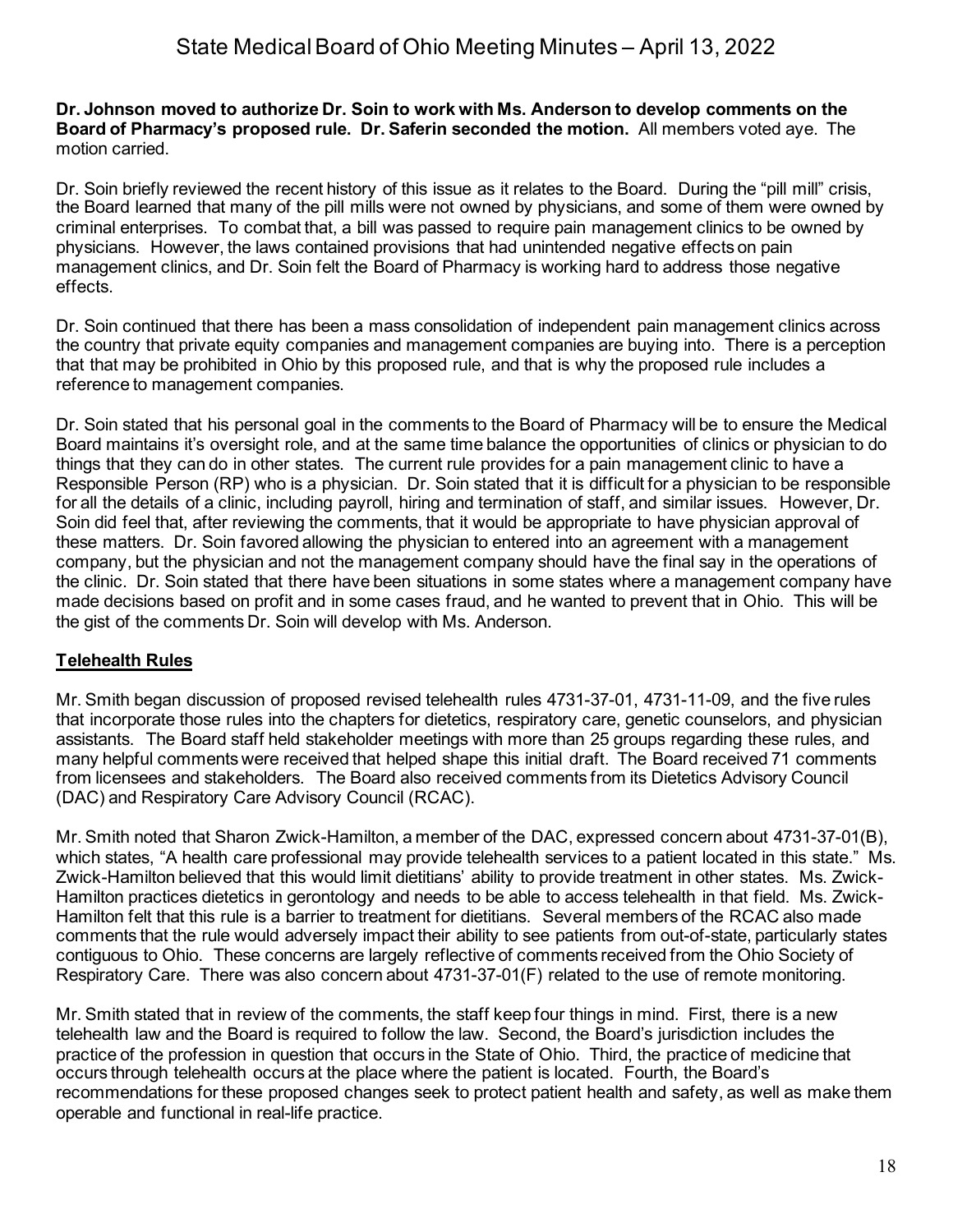**Dr. Johnson moved to authorize Dr. Soin to work with Ms. Anderson to develop comments on the Board of Pharmacy's proposed rule. Dr. Saferin seconded the motion.** All members voted aye. The motion carried.

Dr. Soin briefly reviewed the recent history of this issue as it relates to the Board. During the "pill mill" crisis, the Board learned that many of the pill mills were not owned by physicians, and some of them were owned by criminal enterprises. To combat that, a bill was passed to require pain management clinics to be owned by physicians. However, the laws contained provisions that had unintended negative effects on pain management clinics, and Dr. Soin felt the Board of Pharmacy is working hard to address those negative effects.

Dr. Soin continued that there has been a mass consolidation of independent pain management clinics across the country that private equity companies and management companies are buying into. There is a perception that that may be prohibited in Ohio by this proposed rule, and that is why the proposed rule includes a reference to management companies.

Dr. Soin stated that his personal goal in the comments to the Board of Pharmacy will be to ensure the Medical Board maintains it's oversight role, and at the same time balance the opportunities of clinics or physician to do things that they can do in other states. The current rule provides for a pain management clinic to have a Responsible Person (RP) who is a physician. Dr. Soin stated that it is difficult for a physician to be responsible for all the details of a clinic, including payroll, hiring and termination of staff, and similar issues. However, Dr. Soin did feel that, after reviewing the comments, that it would be appropriate to have physician approval of these matters. Dr. Soin favored allowing the physician to entered into an agreement with a management company, but the physician and not the management company should have the final say in the operations of the clinic. Dr. Soin stated that there have been situations in some states where a management company have made decisions based on profit and in some cases fraud, and he wanted to prevent that in Ohio. This will be the gist of the comments Dr. Soin will develop with Ms. Anderson.

## Telehealth Rules

Mr. Smith began discussion of proposed revised telehealth rules 4731-37-01, 4731-11-09, and the five rules that incorporate those rules into the chapters for dietetics, respiratory care, genetic counselors, and physician assistants. The Board staff held stakeholder meetings with more than 25 groups regarding these rules, and many helpful comments were received that helped shape this initial draft. The Board received 71 comments from licensees and stakeholders. The Board also received comments from its Dietetics Advisory Council (DAC) and Respiratory Care Advisory Council (RCAC).

Mr. Smith noted that Sharon Zwick-Hamilton, a member of the DAC, expressed concern about 4731-37-01(B), which states, "A health care professional may provide telehealth services to a patient located in this state." Ms. Zwick-Hamilton believed that this would limit dietitians' ability to provide treatment in other states. Ms. Zwick-Hamilton practices dietetics in gerontology and needs to be able to access telehealth in that field. Ms. Zwick-Hamilton felt that this rule is a barrier to treatment for dietitians. Several members of the RCAC also made comments that the rule would adversely impact their ability to see patients from out-of-state, particularly states contiguous to Ohio. These concerns are largely reflective of comments received from the Ohio Society of Respiratory Care. There was also concern about 4731-37-01(F) related to the use of remote monitoring.

Mr. Smith stated that in review of the comments, the staff keep four things in mind. First, there is a new telehealth law and the Board is required to follow the law. Second, the Board's jurisdiction includes the practice of the profession in question that occurs in the State of Ohio. Third, the practice of medicine that occurs through telehealth occurs at the place where the patient is located. Fourth, the Board's recommendations for these proposed changes seek to protect patient health and safety, as well as make them operable and functional in real-life practice.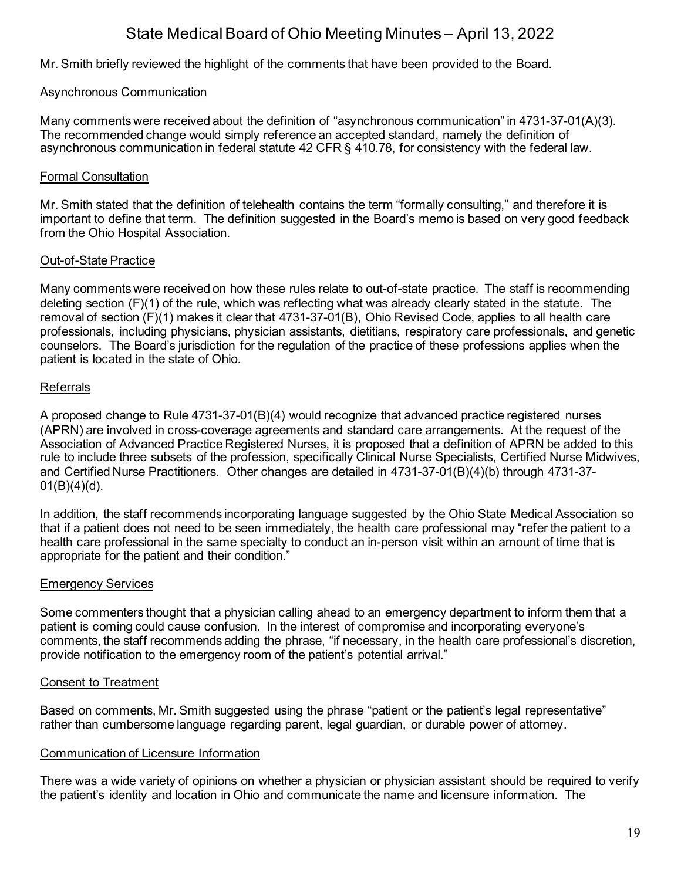Mr. Smith briefly reviewed the highlight of the comments that have been provided to the Board.

### Asynchronous Communication

Many comments were received about the definition of "asynchronous communication" in 4731-37-01(A)(3). The recommended change would simply reference an accepted standard, namely the definition of asynchronous communication in federal statute 42 CFR § 410.78, for consistency with the federal law.

### Formal Consultation

Mr. Smith stated that the definition of telehealth contains the term "formally consulting," and therefore it is important to define that term. The definition suggested in the Board's memo is based on very good feedback from the Ohio Hospital Association.

### Out-of-State Practice

Many comments were received on how these rules relate to out-of-state practice. The staff is recommending deleting section (F)(1) of the rule, which was reflecting what was already clearly stated in the statute. The removal of section (F)(1) makes it clear that 4731-37-01(B), Ohio Revised Code, applies to all health care professionals, including physicians, physician assistants, dietitians, respiratory care professionals, and genetic counselors. The Board's jurisdiction for the regulation of the practice of these professions applies when the patient is located in the state of Ohio.

### Referrals

A proposed change to Rule 4731-37-01(B)(4) would recognize that advanced practice registered nurses (APRN) are involved in cross-coverage agreements and standard care arrangements. At the request of the Association of Advanced Practice Registered Nurses, it is proposed that a definition of APRN be added to this rule to include three subsets of the profession, specifically Clinical Nurse Specialists, Certified Nurse Midwives, and Certified Nurse Practitioners. Other changes are detailed in 4731-37-01(B)(4)(b) through 4731-37-01(B)(4)(d).

In addition, the staff recommends incorporating language suggested by the Ohio State Medical Association so that if a patient does not need to be seen immediately, the health care professional may "refer the patient to a health care professional in the same specialty to conduct an in-person visit within an amount of time that is appropriate for the patient and their condition."

### Emergency Services

Some commenters thought that a physician calling ahead to an emergency department to inform them that a patient is coming could cause confusion. In the interest of compromise and incorporating everyone's comments, the staff recommends adding the phrase, "if necessary, in the health care professional's discretion, provide notification to the emergency room of the patient's potential arrival."

### Consent to Treatment

Based on comments, Mr. Smith suggested using the phrase "patient or the patient's legal representative" rather than cumbersome language regarding parent, legal guardian, or durable power of attorney.

### Communication of Licensure Information

There was a wide variety of opinions on whether a physician or physician assistant should be required to verify the patient's identity and location in Ohio and communicate the name and licensure information. The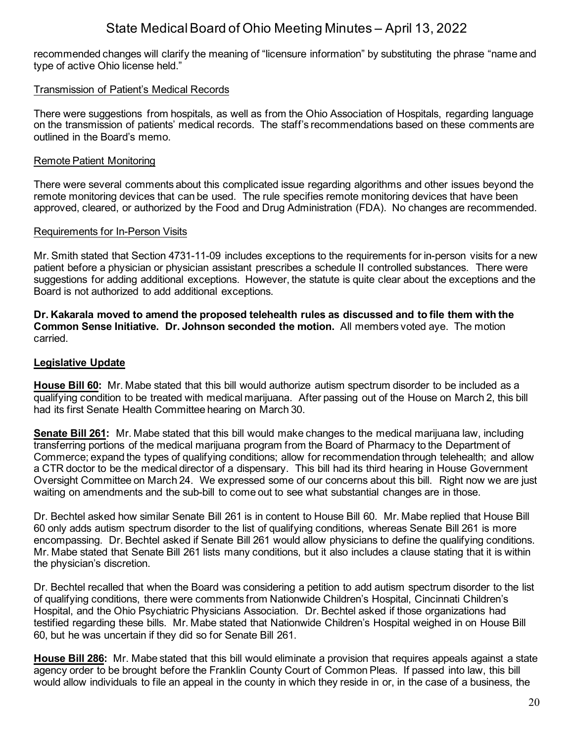recommended changes will clarify the meaning of "licensure information" by substituting the phrase "name and type of active Ohio license held."

<u>Transmission of Patient's Medical Records</u>

There were suggestions from hospitals, as well as from the Ohio Association of Hospitals, regarding language on the transmission of patients' medical records. The staff's recommendations based on these comments are outlined in the Board's memo.

<u>Remote Patient Monitoring</u>

There were several comments about this complicated issue regarding algorithms and other issues beyond the remote monitoring devices that can be used. The rule specifies remote monitoring devices that have been approved, cleared, or authorized by the Food and Drug Administration (FDA). No changes are recommended.

<u>Requirements for In-Person Visits</u>

Mr. Smith stated that Section 4731-11-09 includes exceptions to the requirements for in-person visits for a new patient before a physician or physician assistant prescribes a schedule II controlled substances. There were suggestions for adding additional exceptions. However, the statute is quite clear about the exceptions and the Board is not authorized to add additional exceptions.

**Dr. Kakarala moved to amend the proposed telehealth rules as discussed and to file them with the Common Sense Initiative. Dr. Johnson seconded the motion.** All members voted aye. The motion carried.

## Legislative Update

**House Bill 60:** Mr. Mabe stated that this bill would authorize autism spectrum disorder to be included as a qualifying condition to be treated with medical marijuana. After passing out of the House on March 2, this bill had its first Senate Health Committee hearing on March 30.

**Senate Bill 261:** Mr. Mabe stated that this bill would make changes to the medical marijuana law, including transferring portions of the medical marijuana program from the Board of Pharmacy to the Department of Commerce; expand the types of qualifying conditions; allow for recommendation through telehealth; and allow a CTR doctor to be the medical director of a dispensary. This bill had its third hearing in House Government Oversight Committee on March 24. We expressed some of our concerns about this bill. Right now we are just waiting on amendments and the sub-bill to come out to see what substantial changes are in those.

Dr. Bechtel asked how similar Senate Bill 261 is in content to House Bill 60. Mr. Mabe replied that House Bill 60 only adds autism spectrum disorder to the list of qualifying conditions, whereas Senate Bill 261 is more encompassing. Dr. Bechtel asked if Senate Bill 261 would allow physicians to define the qualifying conditions. Mr. Mabe stated that Senate Bill 261 lists many conditions, but it also includes a clause stating that it is within the physician's discretion.

Dr. Bechtel recalled that when the Board was considering a petition to add autism spectrum disorder to the list of qualifying conditions, there were comments from Nationwide Children's Hospital, Cincinnati Children's Hospital, and the Ohio Psychiatric Physicians Association. Dr. Bechtel asked if those organizations had testified regarding these bills. Mr. Mabe stated that Nationwide Children's Hospital weighed in on House Bill 60, but he was uncertain if they did so for Senate Bill 261.

**House Bill 286:** Mr. Mabe stated that this bill would eliminate a provision that requires appeals against a state agency order to be brought before the Franklin County Court of Common Pleas. If passed into law, this bill would allow individuals to file an appeal in the county in which they reside in or, in the case of a business, the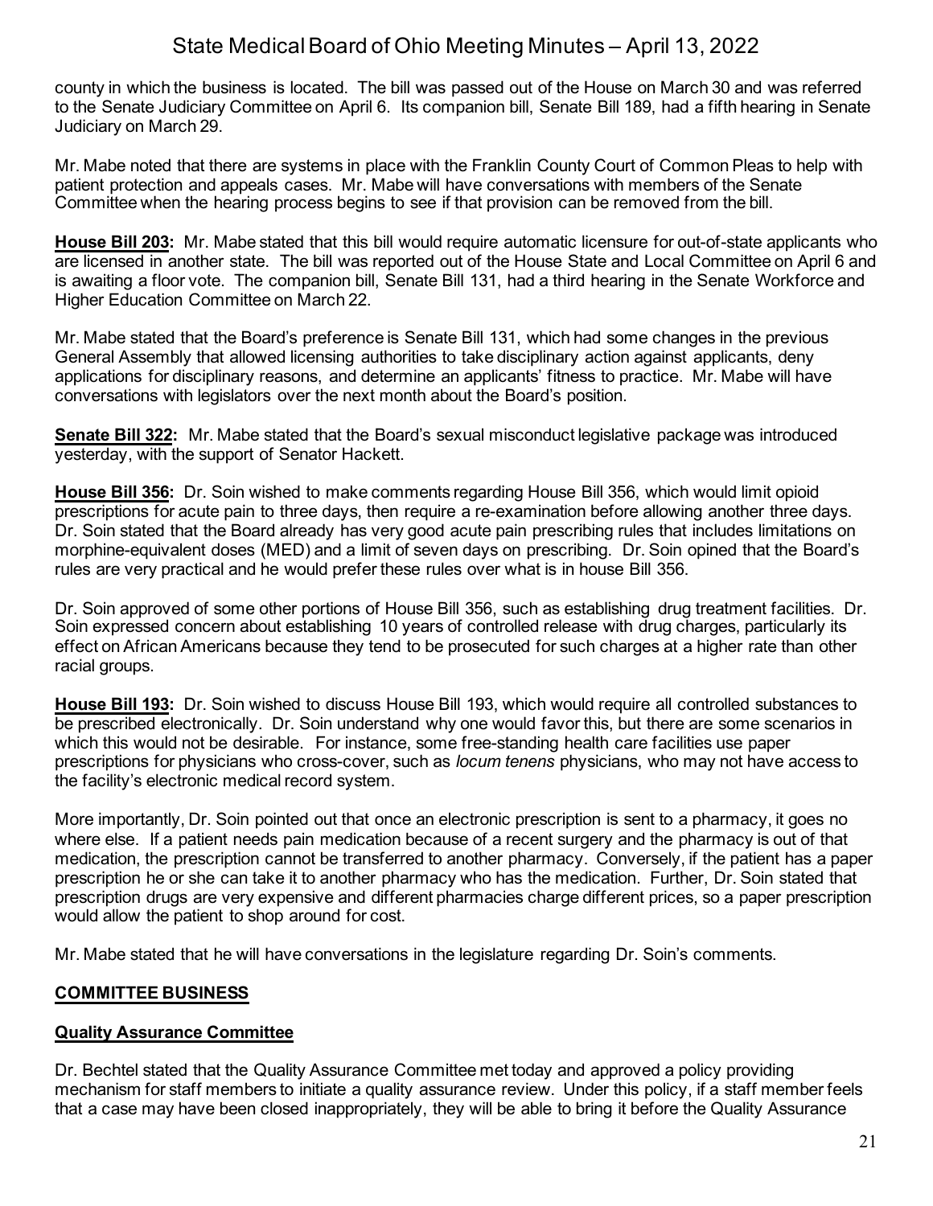county in which the business is located. The bill was passed out of the House on March 30 and was referred to the Senate Judiciary Committee on April 6. Its companion bill, Senate Bill 189, had a fifth hearing in Senate Judiciary on March 29.

Mr. Mabe noted that there are systems in place with the Franklin County Court of Common Pleas to help with patient protection and appeals cases. Mr. Mabe will have conversations with members of the Senate Committee when the hearing process begins to see if that provision can be removed from the bill.

**House Bill 203:** Mr. Mabe stated that this bill would require automatic licensure for out-of-state applicants who are licensed in another state. The bill was reported out of the House State and Local Committee on April 6 and is awaiting a floor vote. The companion bill, Senate Bill 131, had a third hearing in the Senate Workforce and Higher Education Committee on March 22.

Mr. Mabe stated that the Board's preference is Senate Bill 131, which had some changes in the previous General Assembly that allowed licensing authorities to take disciplinary action against applicants, deny applications for disciplinary reasons, and determine an applicants' fitness to practice. Mr. Mabe will have conversations with legislators over the next month about the Board's position.

**Senate Bill 322:** Mr. Mabe stated that the Board's sexual misconduct legislative package was introduced yesterday, with the support of Senator Hackett.

**House Bill 356:** Dr. Soin wished to make comments regarding House Bill 356, which would limit opioid prescriptions for acute pain to three days, then require a re-examination before allowing another three days. Dr. Soin stated that the Board already has very good acute pain prescribing rules that includes limitations on morphine-equivalent doses (MED) and a limit of seven days on prescribing. Dr. Soin opined that the Board's rules are very practical and he would prefer these rules over what is in house Bill 356.

Dr. Soin approved of some other portions of House Bill 356, such as establishing drug treatment facilities. Dr. Soin expressed concern about establishing 10 years of controlled release with drug charges, particularly its effect on African Americans because they tend to be prosecuted for such charges at a higher rate than other racial groups.

**House Bill 193:** Dr. Soin wished to discuss House Bill 193, which would require all controlled substances to be prescribed electronically. Dr. Soin understand why one would favor this, but there are some scenarios in which this would not be desirable. For instance, some free-standing health care facilities use paper prescriptions for physicians who cross-cover, such as *locum tenens* physicians, who may not have access to the facility's electronic medical record system.

More importantly, Dr. Soin pointed out that once an electronic prescription is sent to a pharmacy, it goes no where else. If a patient needs pain medication because of a recent surgery and the pharmacy is out of that medication, the prescription cannot be transferred to another pharmacy. Conversely, if the patient has a paper prescription he or she can take it to another pharmacy who has the medication. Further, Dr. Soin stated that prescription drugs are very expensive and different pharmacies charge different prices, so a paper prescription would allow the patient to shop around for cost.

Mr. Mabe stated that he will have conversations in the legislature regarding Dr. Soin's comments.

## COMMITTEE BUSINESS

### Quality Assurance Committee

Dr. Bechtel stated that the Quality Assurance Committee met today and approved a policy providing mechanism for staff members to initiate a quality assurance review. Under this policy, if a staff member feels that a case may have been closed inappropriately, they will be able to bring it before the Quality Assurance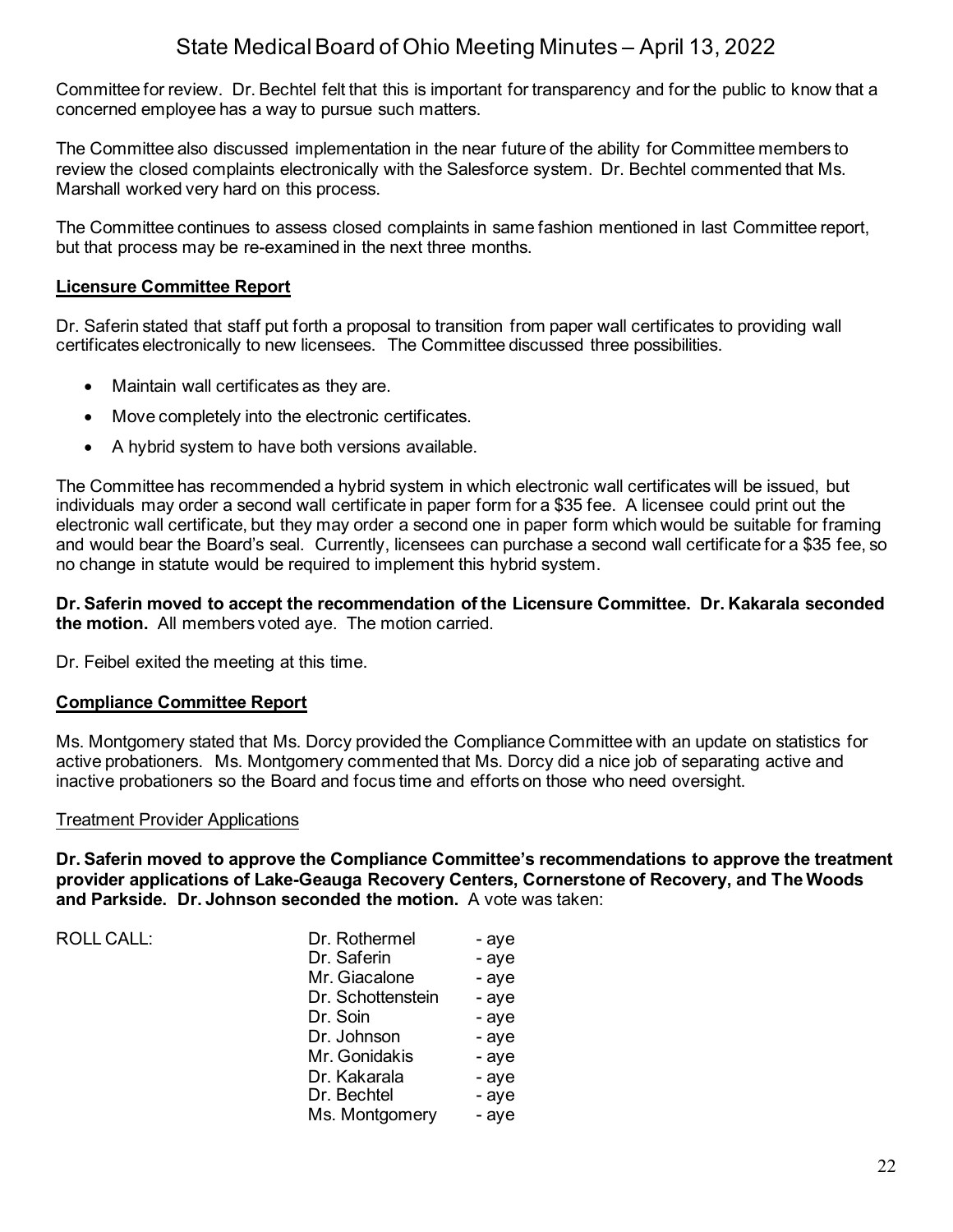Committee for review. Dr. Bechtel felt that this is important for transparency and for the public to know that a concerned employee has a way to pursue such matters.

The Committee also discussed implementation in the near future of the ability for Committee members to review the closed complaints electronically with the Salesforce system. Dr. Bechtel commented that Ms. Marshall worked very hard on this process.

The Committee continues to assess closed complaints in same fashion mentioned in last Committee report, but that process may be re-examined in the next three months.

**Licensure Committee Report**

Dr. Saferin stated that staff put forth a proposal to transition from paper wall certificates to providing wall certificates electronically to new licensees. The Committee discussed three possibilities.

- Maintain wall certificates as they are.
- Move completely into the electronic certificates.
- A hybrid system to have both versions available.

The Committee has recommended a hybrid system in which electronic wall certificates will be issued, but individuals may order a second wall certificate in paper form for a $35 fee. A licensee could print out the electronic wall certificate, but they may order a second one in paper form which would be suitable for framing and would bear the Board's seal. Currently, licensees can purchase a second wall certificate for a $35 fee, so no change in statute would be required to implement this hybrid system.

**Dr. Saferin moved to accept the recommendation of the Licensure Committee. Dr. Kakarala seconded the motion.** All members voted aye. The motion carried.

Dr. Feibel exited the meeting at this time.

**Compliance Committee Report**

Ms. Montgomery stated that Ms. Dorcy provided the Compliance Committee with an update on statistics for active probationers. Ms. Montgomery commented that Ms. Dorcy did a nice job of separating active and inactive probationers so the Board and focus time and efforts on those who need oversight.

Treatment Provider Applications

**Dr. Saferin moved to approve the Compliance Committee's recommendations to approve the treatment provider applications of Lake-Geauga Recovery Centers, Cornerstone of Recovery, and The Woods and Parkside. Dr. Johnson seconded the motion.** A vote was taken:

| ROLL CALL: | | |
|---|---|---|
| | Dr. Rothermel | - aye |
| | Dr. Saferin | - aye |
| | Mr. Giacalone | - aye |
| | Dr. Schottenstein | - aye |
| | Dr. Soin | - aye |
| | Dr. Johnson | - aye |
| | Mr. Gonidakis | - aye |
| | Dr. Kakarala | - aye |
| | Dr. Bechtel | - aye |
| | Ms. Montgomery | - aye |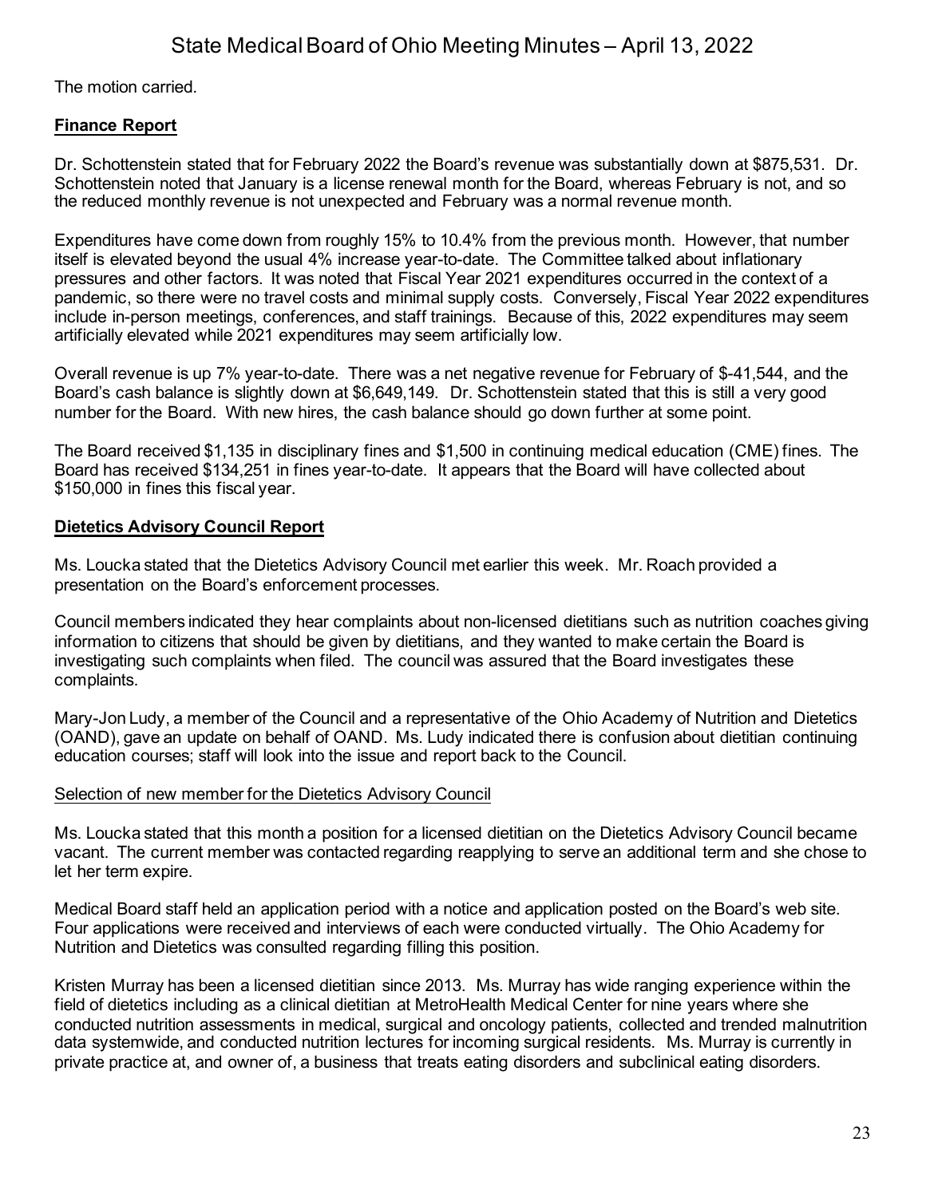The motion carried.

## Finance Report

Dr. Schottenstein stated that for February 2022 the Board's revenue was substantially down at $875,531. Dr. Schottenstein noted that January is a license renewal month for the Board, whereas February is not, and so the reduced monthly revenue is not unexpected and February was a normal revenue month.

Expenditures have come down from roughly 15% to 10.4% from the previous month. However, that number itself is elevated beyond the usual 4% increase year-to-date. The Committee talked about inflationary pressures and other factors. It was noted that Fiscal Year 2021 expenditures occurred in the context of a pandemic, so there were no travel costs and minimal supply costs. Conversely, Fiscal Year 2022 expenditures include in-person meetings, conferences, and staff trainings. Because of this, 2022 expenditures may seem artificially elevated while 2021 expenditures may seem artificially low.

Overall revenue is up 7% year-to-date. There was a net negative revenue for February of $-41,544, and the Board's cash balance is slightly down at $6,649,149. Dr. Schottenstein stated that this is still a very good number for the Board. With new hires, the cash balance should go down further at some point.

The Board received $1,135 in disciplinary fines and $1,500 in continuing medical education (CME) fines. The Board has received $134,251 in fines year-to-date. It appears that the Board will have collected about $150,000 in fines this fiscal year.

## Dietetics Advisory Council Report

Ms. Loucka stated that the Dietetics Advisory Council met earlier this week. Mr. Roach provided a presentation on the Board's enforcement processes.

Council members indicated they hear complaints about non-licensed dietitians such as nutrition coaches giving information to citizens that should be given by dietitians, and they wanted to make certain the Board is investigating such complaints when filed. The council was assured that the Board investigates these complaints.

Mary-Jon Ludy, a member of the Council and a representative of the Ohio Academy of Nutrition and Dietetics (OAND), gave an update on behalf of OAND. Ms. Ludy indicated there is confusion about dietitian continuing education courses; staff will look into the issue and report back to the Council.

### Selection of new member for the Dietetics Advisory Council

Ms. Loucka stated that this month a position for a licensed dietitian on the Dietetics Advisory Council became vacant. The current member was contacted regarding reapplying to serve an additional term and she chose to let her term expire.

Medical Board staff held an application period with a notice and application posted on the Board's web site. Four applications were received and interviews of each were conducted virtually. The Ohio Academy for Nutrition and Dietetics was consulted regarding filling this position.

Kristen Murray has been a licensed dietitian since 2013. Ms. Murray has wide ranging experience within the field of dietetics including as a clinical dietitian at MetroHealth Medical Center for nine years where she conducted nutrition assessments in medical, surgical and oncology patients, collected and trended malnutrition data systemwide, and conducted nutrition lectures for incoming surgical residents. Ms. Murray is currently in private practice at, and owner of, a business that treats eating disorders and subclinical eating disorders.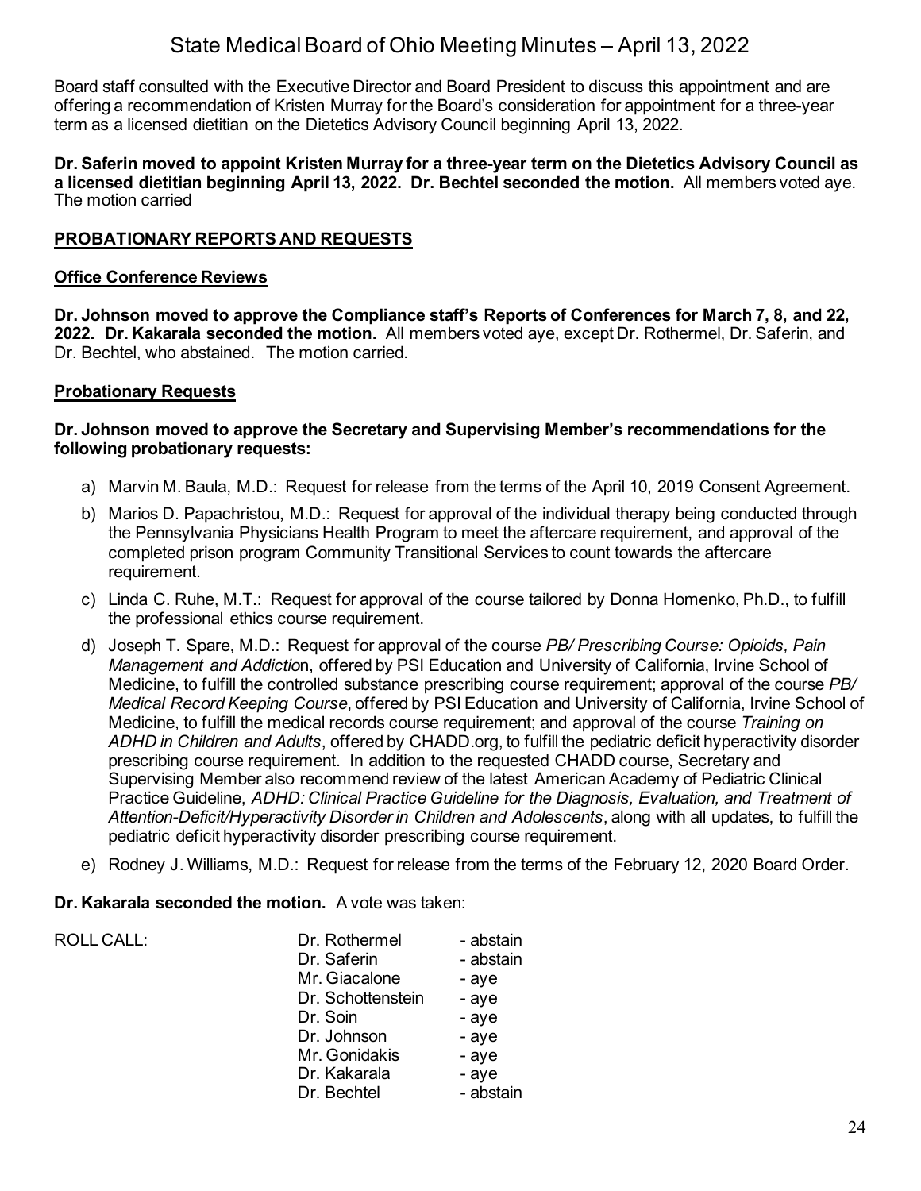Board staff consulted with the Executive Director and Board President to discuss this appointment and are offering a recommendation of Kristen Murray for the Board's consideration for appointment for a three-year term as a licensed dietitian on the Dietetics Advisory Council beginning April 13, 2022.

**Dr. Saferin moved to appoint Kristen Murray for a three-year term on the Dietetics Advisory Council as a licensed dietitian beginning April 13, 2022. Dr. Bechtel seconded the motion.** All members voted aye. The motion carried

## PROBATIONARY REPORTS AND REQUESTS

### Office Conference Reviews

**Dr. Johnson moved to approve the Compliance staff's Reports of Conferences for March 7, 8, and 22, 2022. Dr. Kakarala seconded the motion.** All members voted aye, except Dr. Rothermel, Dr. Saferin, and Dr. Bechtel, who abstained. The motion carried.

### Probationary Requests

**Dr. Johnson moved to approve the Secretary and Supervising Member's recommendations for the following probationary requests:**

a) Marvin M. Baula, M.D.: Request for release from the terms of the April 10, 2019 Consent Agreement.

b) Marios D. Papachristou, M.D.: Request for approval of the individual therapy being conducted through the Pennsylvania Physicians Health Program to meet the aftercare requirement, and approval of the completed prison program Community Transitional Services to count towards the aftercare requirement.

c) Linda C. Ruhe, M.T.: Request for approval of the course tailored by Donna Homenko, Ph.D., to fulfill the professional ethics course requirement.

d) Joseph T. Spare, M.D.: Request for approval of the course *PB/ Prescribing Course: Opioids, Pain Management and Addictio*n, offered by PSI Education and University of California, Irvine School of Medicine, to fulfill the controlled substance prescribing course requirement; approval of the course *PB/ Medical Record Keeping Course*, offered by PSI Education and University of California, Irvine School of Medicine, to fulfill the medical records course requirement; and approval of the course *Training on ADHD in Children and Adults*, offered by CHADD.org, to fulfill the pediatric deficit hyperactivity disorder prescribing course requirement. In addition to the requested CHADD course, Secretary and Supervising Member also recommend review of the latest American Academy of Pediatric Clinical Practice Guideline, *ADHD: Clinical Practice Guideline for the Diagnosis, Evaluation, and Treatment of Attention-Deficit/Hyperactivity Disorder in Children and Adolescents*, along with all updates, to fulfill the pediatric deficit hyperactivity disorder prescribing course requirement.

e) Rodney J. Williams, M.D.: Request for release from the terms of the February 12, 2020 Board Order.

**Dr. Kakarala seconded the motion.** A vote was taken:

| ROLL CALL: | | |
|---|---|---|
| | Dr. Rothermel | - abstain |
| | Dr. Saferin | - abstain |
| | Mr. Giacalone | - aye |
| | Dr. Schottenstein | - aye |
| | Dr. Soin | - aye |
| | Dr. Johnson | - aye |
| | Mr. Gonidakis | - aye |
| | Dr. Kakarala | - aye |
| | Dr. Bechtel | - abstain |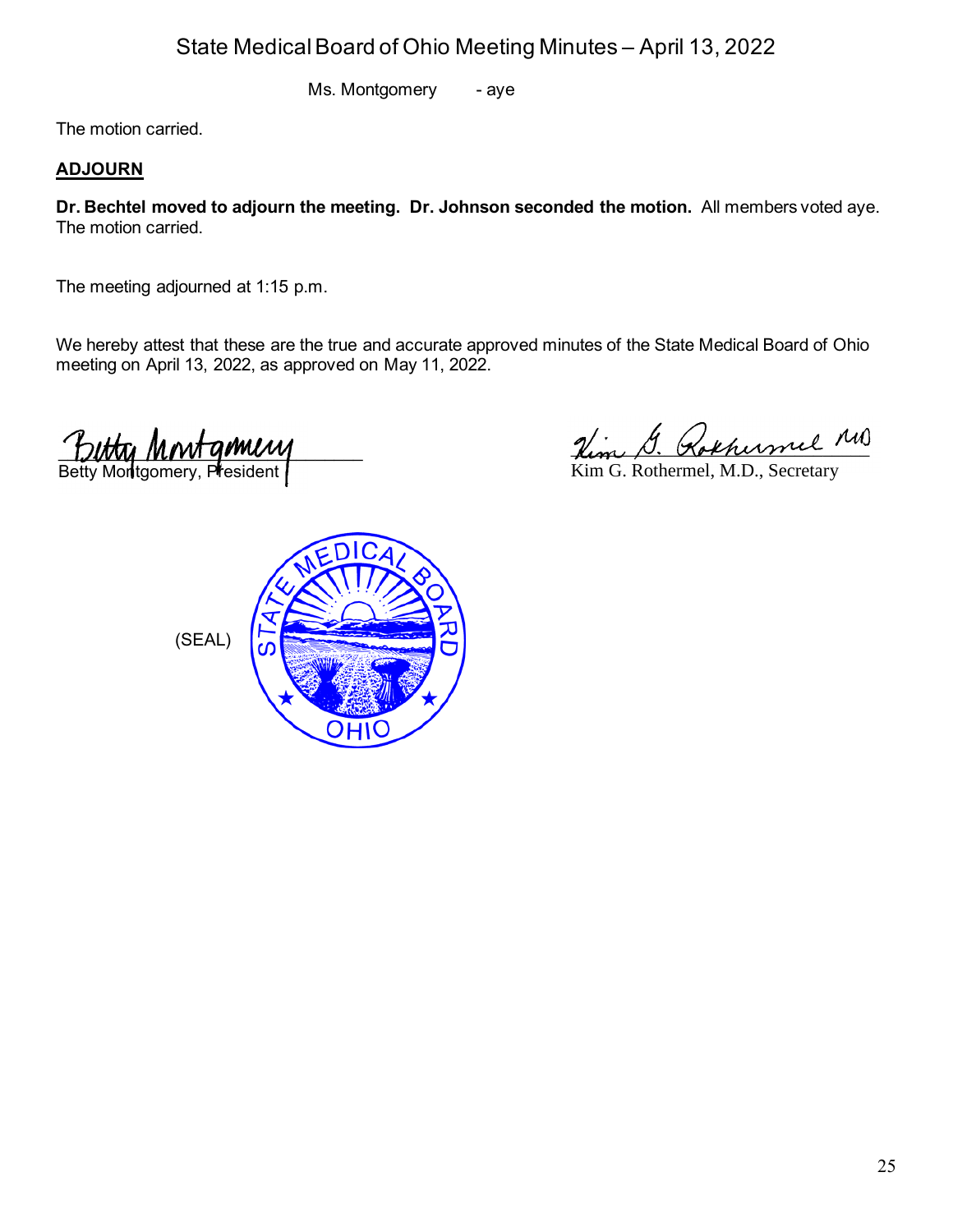Ms. Montgomery - aye

The motion carried.

**ADJOURN**

**Dr. Bechtel moved to adjourn the meeting. Dr. Johnson seconded the motion.** All members voted aye. The motion carried.

The meeting adjourned at 1:15 p.m.

We hereby attest that these are the true and accurate approved minutes of the State Medical Board of Ohio meeting on April 13, 2022, as approved on May 11, 2022.

Betty Montgomery, President

Kim G. Rothermel, M.D., Secretary

(SEAL)